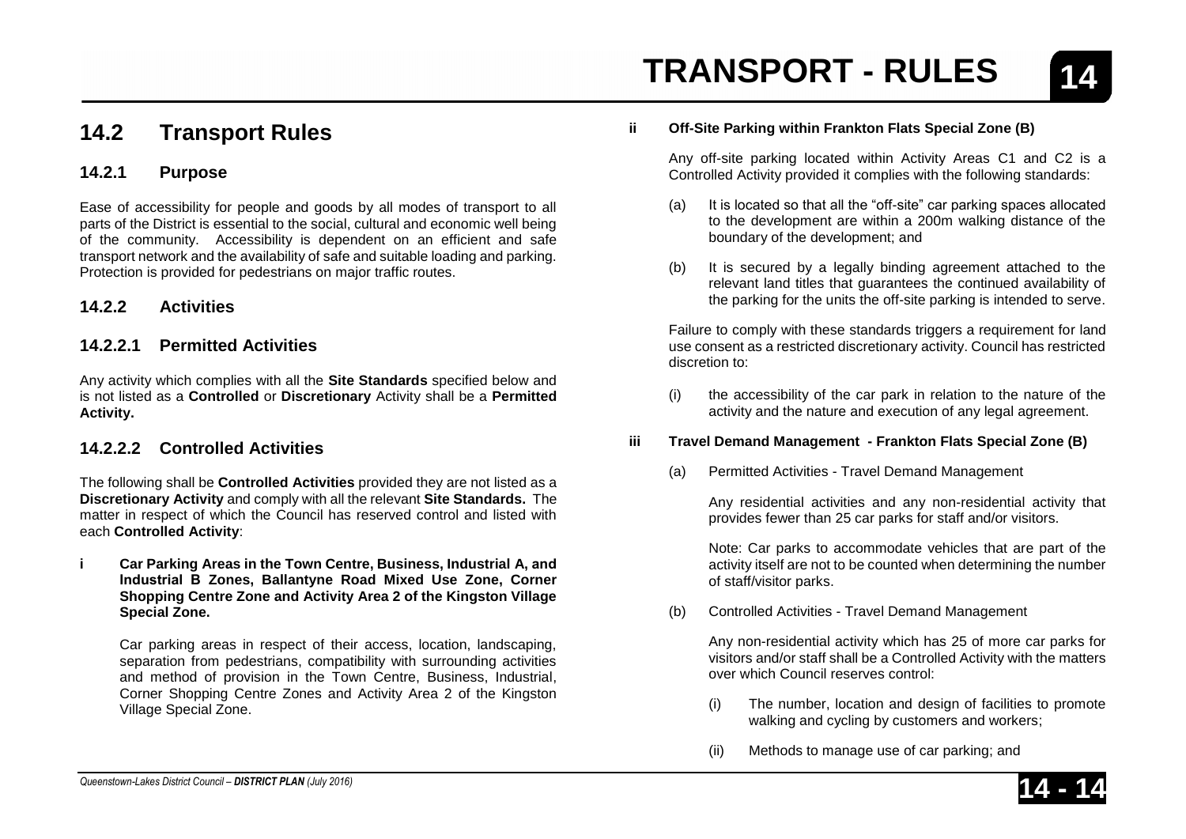## 14.2 Transport Rules

### 14.2.1 Purpose

Ease of accessibility for people and goods by all modes of transport to all parts of the District is essential to the social, cultural and economic well being of the community. Accessibility is dependent on an efficient and safe transport network and the availability of safe and suitable loading and parking. Protection is provided for pedestrians on major traffic routes.

### 14.2.2 Activities

#### 14.2.2.1 Permitted Activities

Any activity which complies with all the **Site Standards** specified below and is not listed as a **Controlled** or **Discretionary** Activity shall be a **Permitted Activity.**

#### 14.2.2.2 Controlled Activities

The following shall be **Controlled Activities** provided they are not listed as a **Discretionary Activity** and comply with all the relevant **Site Standards.** The matter in respect of which the Council has reserved control and listed with each **Controlled Activity**:

**i Car Parking Areas in the Town Centre, Business, Industrial A, and Industrial B Zones, Ballantyne Road Mixed Use Zone, Corner Shopping Centre Zone and Activity Area 2 of the Kingston Village Special Zone.**

Car parking areas in respect of their access, location, landscaping, separation from pedestrians, compatibility with surrounding activities and method of provision in the Town Centre, Business, Industrial, Corner Shopping Centre Zones and Activity Area 2 of the Kingston Village Special Zone.

**ii Off-Site Parking within Frankton Flats Special Zone (B)**

Any off-site parking located within Activity Areas C1 and C2 is a Controlled Activity provided it complies with the following standards:

(a) It is located so that all the "off-site" car parking spaces allocated to the development are within a 200m walking distance of the boundary of the development; and

(b) It is secured by a legally binding agreement attached to the relevant land titles that guarantees the continued availability of the parking for the units the off-site parking is intended to serve.

Failure to comply with these standards triggers a requirement for land use consent as a restricted discretionary activity. Council has restricted discretion to:

(i) the accessibility of the car park in relation to the nature of the activity and the nature and execution of any legal agreement.

**iii Travel Demand Management - Frankton Flats Special Zone (B)**

(a) Permitted Activities - Travel Demand Management

Any residential activities and any non-residential activity that provides fewer than 25 car parks for staff and/or visitors.

Note: Car parks to accommodate vehicles that are part of the activity itself are not to be counted when determining the number of staff/visitor parks.

(b) Controlled Activities - Travel Demand Management

Any non-residential activity which has 25 of more car parks for visitors and/or staff shall be a Controlled Activity with the matters over which Council reserves control:

(i) The number, location and design of facilities to promote walking and cycling by customers and workers;

(ii) Methods to manage use of car parking; and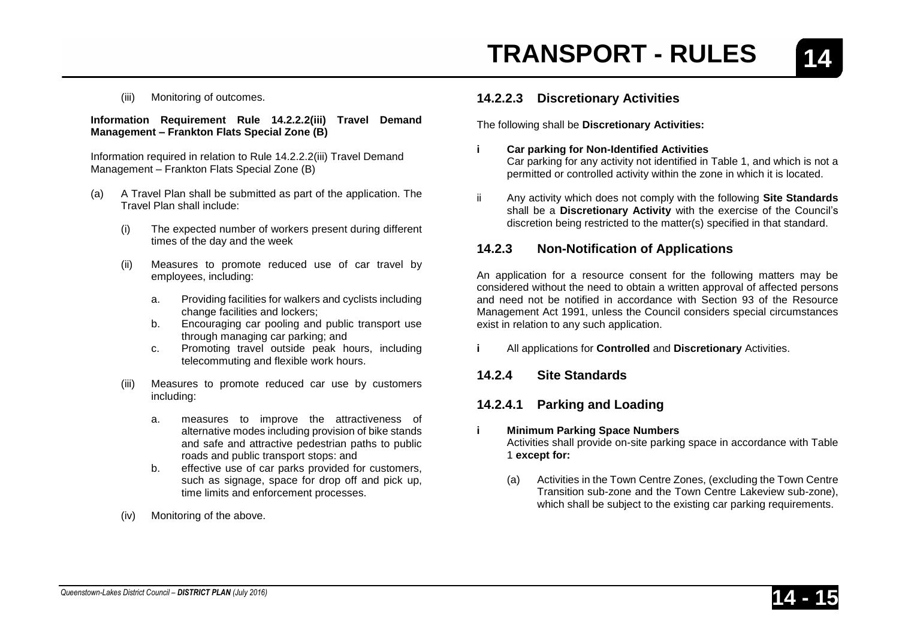(iii) Monitoring of outcomes.

**Information Requirement Rule 14.2.2.2(iii) Travel Demand Management – Frankton Flats Special Zone (B)**

Information required in relation to Rule 14.2.2.2(iii) Travel Demand Management – Frankton Flats Special Zone (B)

(a) A Travel Plan shall be submitted as part of the application. The Travel Plan shall include:

   (i) The expected number of workers present during different times of the day and the week

   (ii) Measures to promote reduced use of car travel by employees, including:

      a. Providing facilities for walkers and cyclists including change facilities and lockers;
      b. Encouraging car pooling and public transport use through managing car parking; and
      c. Promoting travel outside peak hours, including telecommuting and flexible work hours.

   (iii) Measures to promote reduced car use by customers including:

      a. measures to improve the attractiveness of alternative modes including provision of bike stands and safe and attractive pedestrian paths to public roads and public transport stops: and
      b. effective use of car parks provided for customers, such as signage, space for drop off and pick up, time limits and enforcement processes.

   (iv) Monitoring of the above.

### 14.2.2.3 Discretionary Activities

The following shall be **Discretionary Activities:**

**i Car parking for Non-Identified Activities**
Car parking for any activity not identified in Table 1, and which is not a permitted or controlled activity within the zone in which it is located.

ii Any activity which does not comply with the following **Site Standards** shall be a **Discretionary Activity** with the exercise of the Council's discretion being restricted to the matter(s) specified in that standard.

## 14.2.3 Non-Notification of Applications

An application for a resource consent for the following matters may be considered without the need to obtain a written approval of affected persons and need not be notified in accordance with Section 93 of the Resource Management Act 1991, unless the Council considers special circumstances exist in relation to any such application.

**i** All applications for **Controlled** and **Discretionary** Activities.

## 14.2.4 Site Standards

### 14.2.4.1 Parking and Loading

**i Minimum Parking Space Numbers**
Activities shall provide on-site parking space in accordance with Table 1 **except for:**

   (a) Activities in the Town Centre Zones, (excluding the Town Centre Transition sub-zone and the Town Centre Lakeview sub-zone), which shall be subject to the existing car parking requirements.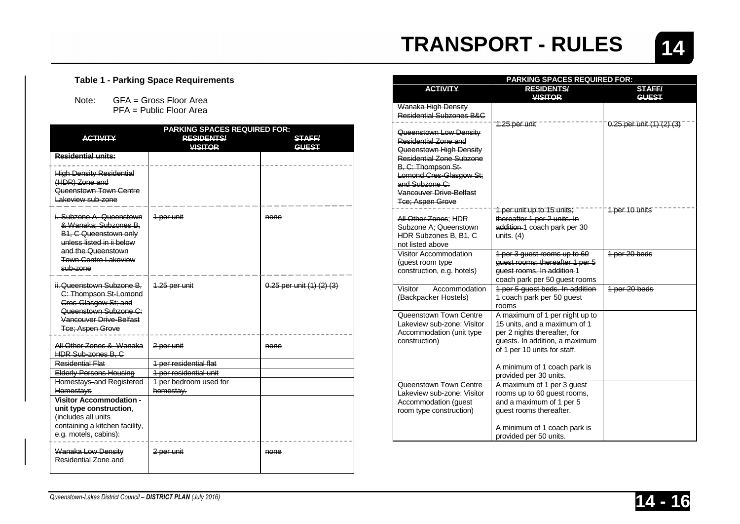### Table 1 - Parking Space Requirements

Note: GFA = Gross Floor Area
PFA = Public Floor Area

| ACTIVITY | PARKING SPACES REQUIRED FOR: RESIDENTS/ VISITOR | STAFF/ GUEST |
|---|---|---|
| ~~Residential units:~~ | | |
| ~~High Density Residential (HDR) Zone and Queenstown Town Centre Lakeview sub-zone~~ | | |
| ~~i. Subzone A- Queenstown & Wanaka; Subzones B, B1, C Queenstown only unless listed in ii below and the Queenstown Town Centre Lakeview sub-zone~~ | ~~1 per unit~~ | ~~none~~ |
| ~~ii. Queenstown Subzone B, C: Thompson St-Lomond Cres-Glasgow St; and Queenstown Subzone C: Vancouver Drive-Belfast Tce; Aspen Grove~~ | ~~1.25 per unit~~ | ~~0.25 per unit (1) (2) (3)~~ |
| ~~All Other Zones & Wanaka HDR Sub-zones B, C~~ | ~~2 per unit~~ | ~~none~~ |
| ~~Residential Flat~~ | ~~1 per residential flat~~ | |
| ~~Elderly Persons Housing~~ | ~~1 per residential unit~~ | |
| ~~Homestays and Registered Homestays~~ | ~~1 per bedroom used for homestay.~~ | |
| **Visitor Accommodation - unit type construction**, (includes all units containing a kitchen facility, e.g. motels, cabins): | | |
| ~~Wanaka Low Density Residential Zone and~~ | ~~2 per unit~~ | ~~none~~ |
| ~~Wanaka High Density Residential Subzones B&C~~ ~~Queenstown Low Density Residential Zone and Queenstown High Density Residential Zone Subzone B, C: Thompson St-Lomond Cres-Glasgow St; and Subzone C: Vancouver Drive-Belfast Tce; Aspen Grove~~ | ~~1.25 per unit~~ | ~~0.25 per unit (1) (2) (3)~~ |
| ~~All Other Zones~~; HDR Subzone A; Queenstown HDR Subzones B, B1, C not listed above | ~~1 per unit up to 15 units; thereafter 1 per 2 units. In addition~~ 1 coach park per 30 units. (4) | ~~1 per 10 units~~ |
| Visitor Accommodation (guest room type construction, e.g. hotels) | ~~1 per 3 guest rooms up to 60 guest rooms; thereafter 1 per 5 guest rooms. In addition~~ 1 coach park per 50 guest rooms | ~~1 per 20 beds~~ |
| Visitor Accommodation (Backpacker Hostels) | ~~1 per 5 guest beds. In addition~~ 1 coach park per 50 guest rooms | ~~1 per 20 beds~~ |
| Queenstown Town Centre Lakeview sub-zone: Visitor Accommodation (unit type construction) | A maximum of 1 per night up to 15 units, and a maximum of 1 per 2 nights thereafter, for guests. In addition, a maximum of 1 per 10 units for staff.<br><br>A minimum of 1 coach park is provided per 30 units. | |
| Queenstown Town Centre Lakeview sub-zone: Visitor Accommodation (guest room type construction) | A maximum of 1 per 3 guest rooms up to 60 guest rooms, and a maximum of 1 per 5 guest rooms thereafter.<br><br>A minimum of 1 coach park is provided per 50 units. | |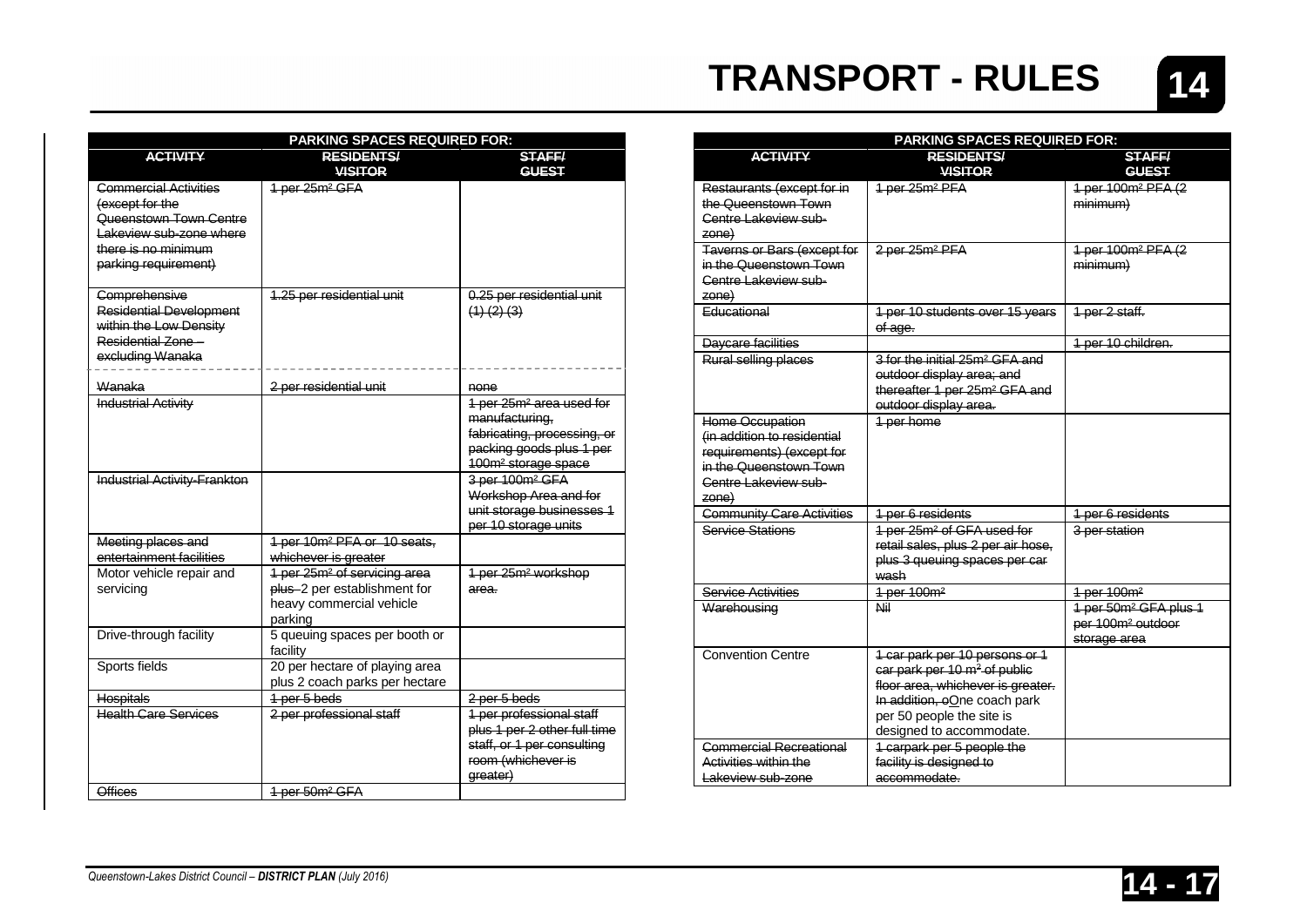# TRANSPORT - RULES

| PARKING SPACES REQUIRED FOR: | | |
|---|---|---|
| ~~ACTIVITY~~ | ~~RESIDENTS/ VISITOR~~ | ~~STAFF/ GUEST~~ |
| ~~Commercial Activities (except for the Queenstown Town Centre Lakeview sub-zone where there is no minimum parking requirement)~~ | ~~1 per 25m² GFA~~ | |
| ~~Comprehensive Residential Development within the Low Density Residential Zone – excluding Wanaka~~ | ~~1.25 per residential unit~~ | ~~0.25 per residential unit (1) (2) (3)~~ |
| ~~Wanaka~~ | ~~2 per residential unit~~ | ~~none~~ |
| ~~Industrial Activity~~ | | ~~1 per 25m² area used for manufacturing, fabricating, processing, or packing goods plus 1 per 100m² storage space~~ |
| ~~Industrial Activity-Frankton~~ | | ~~3 per 100m² GFA Workshop Area and for unit storage businesses 1 per 10 storage units~~ |
| ~~Meeting places and entertainment facilities~~ | ~~1 per 10m² PFA or 10 seats, whichever is greater~~ | |
| Motor vehicle repair and servicing | ~~1 per 25m² of servicing area plus~~ 2 per establishment for heavy commercial vehicle parking | ~~1 per 25m² workshop area.~~ |
| Drive-through facility | 5 queuing spaces per booth or facility | |
| Sports fields | 20 per hectare of playing area plus 2 coach parks per hectare | |
| ~~Hospitals~~ | ~~1 per 5 beds~~ | ~~2 per 5 beds~~ |
| ~~Health Care Services~~ | ~~2 per professional staff~~ | ~~1 per professional staff plus 1 per 2 other full time staff, or 1 per consulting room (whichever is greater)~~ |
| ~~Offices~~ | ~~1 per 50m² GFA~~ | |

| PARKING SPACES REQUIRED FOR: | | |
|---|---|---|
| ~~ACTIVITY~~ | ~~RESIDENTS/ VISITOR~~ | ~~STAFF/ GUEST~~ |
| ~~Restaurants (except for in the Queenstown Town Centre Lakeview sub-zone)~~ | ~~1 per 25m² PFA~~ | ~~1 per 100m² PFA (2 minimum)~~ |
| ~~Taverns or Bars (except for in the Queenstown Town Centre Lakeview sub-zone)~~ | ~~2 per 25m² PFA~~ | ~~1 per 100m² PFA (2 minimum)~~ |
| ~~Educational~~ | ~~1 per 10 students over 15 years of age.~~ | ~~1 per 2 staff.~~ |
| ~~Daycare facilities~~ | | ~~1 per 10 children.~~ |
| ~~Rural selling places~~ | ~~3 for the initial 25m² GFA and outdoor display area; and thereafter 1 per 25m² GFA and outdoor display area.~~ | |
| ~~Home Occupation (in addition to residential requirements) (except for in the Queenstown Town Centre Lakeview sub-zone)~~ | ~~1 per home~~ | |
| ~~Community Care Activities~~ | ~~1 per 6 residents~~ | ~~1 per 6 residents~~ |
| ~~Service Stations~~ | ~~1 per 25m² of GFA used for retail sales, plus 2 per air hose, plus 3 queuing spaces per car wash~~ | ~~3 per station~~ |
| ~~Service Activities~~ | ~~1 per 100m²~~ | ~~1 per 100m²~~ |
| ~~Warehousing~~ | ~~Nil~~ | ~~1 per 50m² GFA plus 1 per 100m² outdoor storage area~~ |
| Convention Centre | ~~1 car park per 10 persons or 1 car park per 10 m² of public floor area, whichever is greater. In addition, o~~One coach park per 50 people the site is designed to accommodate. | |
| ~~Commercial Recreational Activities within the Lakeview sub-zone~~ | ~~1 carpark per 5 people the facility is designed to accommodate.~~ | |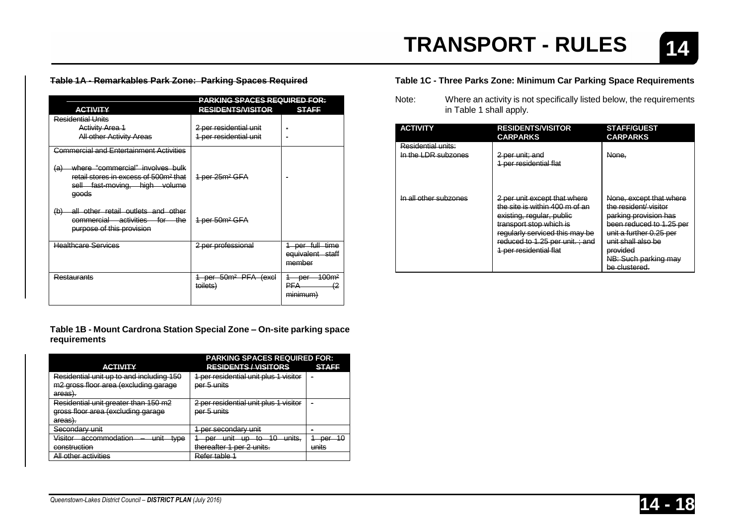## ~~Table 1A - Remarkables Park Zone: Parking Spaces Required~~

| ~~ACTIVITY~~ | ~~PARKING SPACES REQUIRED FOR: RESIDENTS/VISITOR~~ | ~~STAFF~~ |
|---|---|---|
| ~~Residential Units~~ | | |
| ~~Activity Area 1~~ | ~~2 per residential unit~~ | - |
| ~~All other Activity Areas~~ | ~~1 per residential unit~~ | - |
| ~~Commercial and Entertainment Activities~~ | | |
| ~~(a) where "commercial" involves bulk retail stores in excess of 500m² that sell fast-moving, high volume goods~~ | ~~1 per 25m² GFA~~ | - |
| ~~(b) all other retail outlets and other commercial activities for the purpose of this provision~~ | ~~1 per 50m² GFA~~ | |
| ~~Healthcare Services~~ | ~~2 per professional~~ | ~~1 per full time equivalent staff member~~ |
| ~~Restaurants~~ | ~~1 per 50m² PFA (excl toilets)~~ | ~~1 per 100m² PFA (2 minimum)~~ |

## Table 1B - Mount Cardrona Station Special Zone – On-site parking space requirements

| ~~ACTIVITY~~ | PARKING SPACES REQUIRED FOR: ~~RESIDENTS / VISITORS~~ | ~~STAFF~~ |
|---|---|---|
| ~~Residential unit up to and including 150 m2 gross floor area (excluding garage areas).~~ | ~~1 per residential unit plus 1 visitor per 5 units~~ | - |
| ~~Residential unit greater than 150 m2 gross floor area (excluding garage areas).~~ | ~~2 per residential unit plus 1 visitor per 5 units~~ | - |
| ~~Secondary unit~~ | ~~1 per secondary unit~~ | - |
| ~~Visitor accommodation – unit type construction~~ | ~~1 per unit up to 10 units, thereafter 1 per 2 units.~~ | ~~1 per 10 units~~ |
| ~~All other activities~~ | ~~Refer table 1~~ | |

## Table 1C - Three Parks Zone: Minimum Car Parking Space Requirements

Note: Where an activity is not specifically listed below, the requirements in Table 1 shall apply.

| ACTIVITY | RESIDENTS/VISITOR CARPARKS | STAFF/GUEST CARPARKS |
|---|---|---|
| ~~Residential units:~~ | | |
| ~~In the LDR subzones~~ | ~~2 per unit; and 1 per residential flat~~ | ~~None,~~ |
| ~~In all other subzones~~ | ~~2 per unit except that where the site is within 400 m of an existing, regular, public transport stop which is regularly serviced this may be reduced to 1.25 per unit. ; and 1 per residential flat~~ | ~~None, except that where the resident/ visitor parking provision has been reduced to 1.25 per unit a further 0.25 per unit shall also be provided NB: Such parking may be clustered.~~ |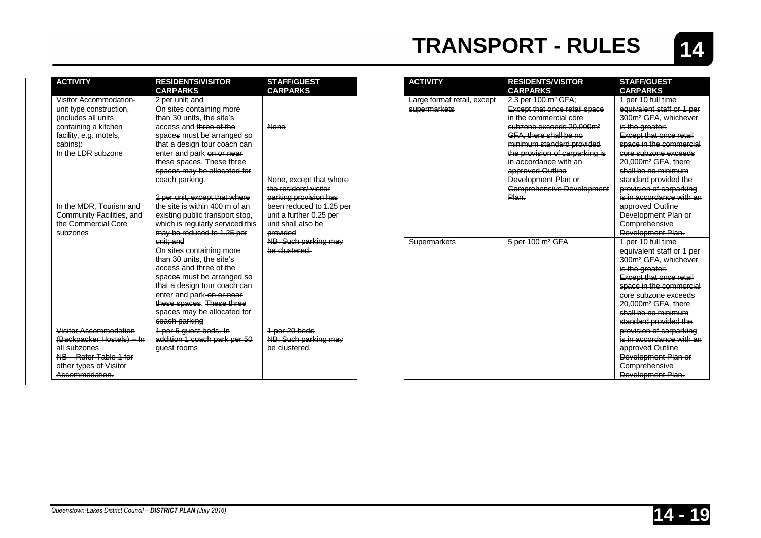| ACTIVITY | RESIDENTS/VISITOR CARPARKS | STAFF/GUEST CARPARKS |
|---|---|---|
| Visitor Accommodation-unit type construction, (includes all units containing a kitchen facility, e.g. motels, cabins): In the LDR subzone | 2 per unit; and On sites containing more than 30 units, the site's access and ~~three of the~~ space~~s~~ must be arranged so that a design tour coach can enter and park ~~on or near these spaces. These three spaces may be allocated for coach parking.~~ | ~~None~~ |
| In the MDR, Tourism and Community Facilities, and the Commercial Core subzones | ~~2 per unit, except that where the site is within 400 m of an existing public transport stop, which is regularly serviced this may be reduced to 1.25 per unit; and~~ On sites containing more than 30 units, the site's access and ~~three of the~~ space~~s~~ must be arranged so that a design tour coach can enter and park ~~on or near these spaces~~. ~~These three spaces may be allocated for coach parking~~ | ~~None, except that where the resident/ visitor parking provision has been reduced to 1.25 per unit a further 0.25 per unit shall also be provided~~ ~~NB: Such parking may be clustered.~~ |
| ~~Visitor Accommodation (Backpacker Hostels) – In all subzones~~ ~~NB – Refer Table 1 for other types of Visitor Accommodation.~~ | ~~1 per 5 guest beds. In addition 1 coach park per 50 guest rooms~~ | ~~1 per 20 beds~~ ~~NB: Such parking may be clustered.~~ |

| ACTIVITY | RESIDENTS/VISITOR CARPARKS | STAFF/GUEST CARPARKS |
|---|---|---|
| ~~Large format retail, except supermarkets~~ | ~~2.3 per 100 m² GFA; Except that once retail space in the commercial core subzone exceeds 20,000m² GFA, there shall be no minimum standard provided the provision of carparking is in accordance with an approved Outline Development Plan or Comprehensive Development Plan.~~ | ~~1 per 10 full time equivalent staff or 1 per 300m² GFA, whichever is the greater; Except that once retail space in the commercial core subzone exceeds 20,000m² GFA, there shall be no minimum standard provided the provision of carparking is in accordance with an approved Outline Development Plan or Comprehensive Development Plan.~~ |
| ~~Supermarkets~~ | ~~5 per 100 m² GFA~~ | ~~1 per 10 full time equivalent staff or 1 per 300m² GFA, whichever is the greater; Except that once retail space in the commercial core subzone exceeds 20,000m² GFA, there shall be no minimum standard provided the provision of carparking is in accordance with an approved Outline Development Plan or Comprehensive Development Plan.~~ |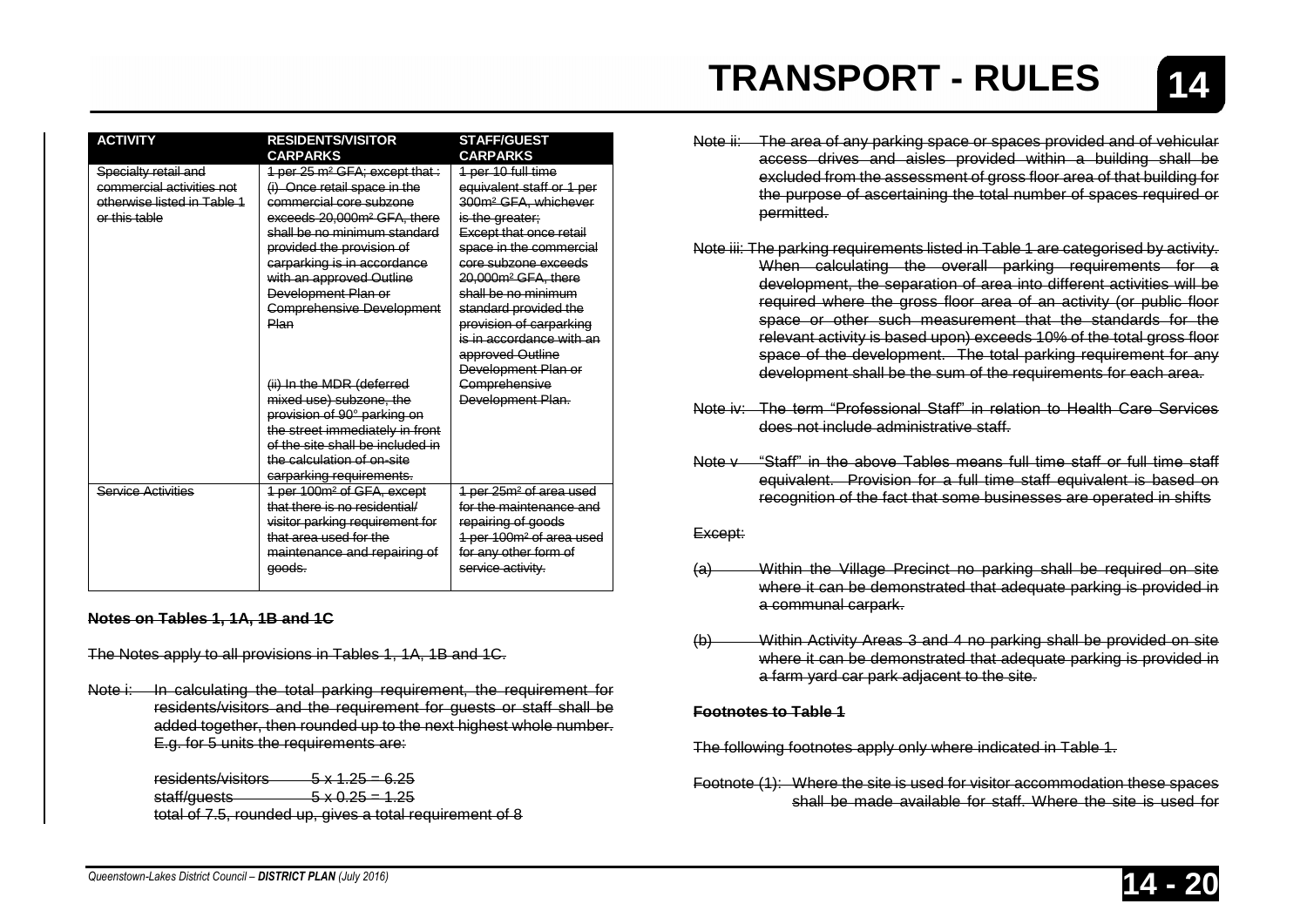| ACTIVITY | RESIDENTS/VISITOR CARPARKS | STAFF/GUEST CARPARKS |
|---|---|---|
| Specialty retail and commercial activities not otherwise listed in Table 1 or this table | 1 per 25 m² GFA; except that : (i) Once retail space in the commercial core subzone exceeds 20,000m² GFA, there shall be no minimum standard provided the provision of carparking is in accordance with an approved Outline Development Plan or Comprehensive Development Plan<br><br>(ii) In the MDR (deferred mixed use) subzone, the provision of 90° parking on the street immediately in front of the site shall be included in the calculation of on-site carparking requirements. | 1 per 10 full time equivalent staff or 1 per 300m² GFA, whichever is the greater; Except that once retail space in the commercial core subzone exceeds 20,000m² GFA, there shall be no minimum standard provided the provision of carparking is in accordance with an approved Outline Development Plan or Comprehensive Development Plan. |
| Service Activities | 1 per 100m² of GFA, except that there is no residential/ visitor parking requirement for that area used for the maintenance and repairing of goods. | 1 per 25m² of area used for the maintenance and repairing of goods<br>1 per 100m² of area used for any other form of service activity. |

**Notes on Tables 1, 1A, 1B and 1C**

The Notes apply to all provisions in Tables 1, 1A, 1B and 1C.

Note i: In calculating the total parking requirement, the requirement for residents/visitors and the requirement for guests or staff shall be added together, then rounded up to the next highest whole number. E.g. for 5 units the requirements are:

residents/visitors 5 x 1.25 = 6.25
staff/guests 5 x 0.25 = 1.25
total of 7.5, rounded up, gives a total requirement of 8

Note ii: The area of any parking space or spaces provided and of vehicular access drives and aisles provided within a building shall be excluded from the assessment of gross floor area of that building for the purpose of ascertaining the total number of spaces required or permitted.

Note iii: The parking requirements listed in Table 1 are categorised by activity. When calculating the overall parking requirements for a development, the separation of area into different activities will be required where the gross floor area of an activity (or public floor space or other such measurement that the standards for the relevant activity is based upon) exceeds 10% of the total gross floor space of the development. The total parking requirement for any development shall be the sum of the requirements for each area.

Note iv: The term "Professional Staff" in relation to Health Care Services does not include administrative staff.

Note v "Staff" in the above Tables means full time staff or full time staff equivalent. Provision for a full time staff equivalent is based on recognition of the fact that some businesses are operated in shifts

Except:

(a) Within the Village Precinct no parking shall be required on site where it can be demonstrated that adequate parking is provided in a communal carpark.

(b) Within Activity Areas 3 and 4 no parking shall be provided on site where it can be demonstrated that adequate parking is provided in a farm yard car park adjacent to the site.

**Footnotes to Table 1**

The following footnotes apply only where indicated in Table 1.

Footnote (1): Where the site is used for visitor accommodation these spaces shall be made available for staff. Where the site is used for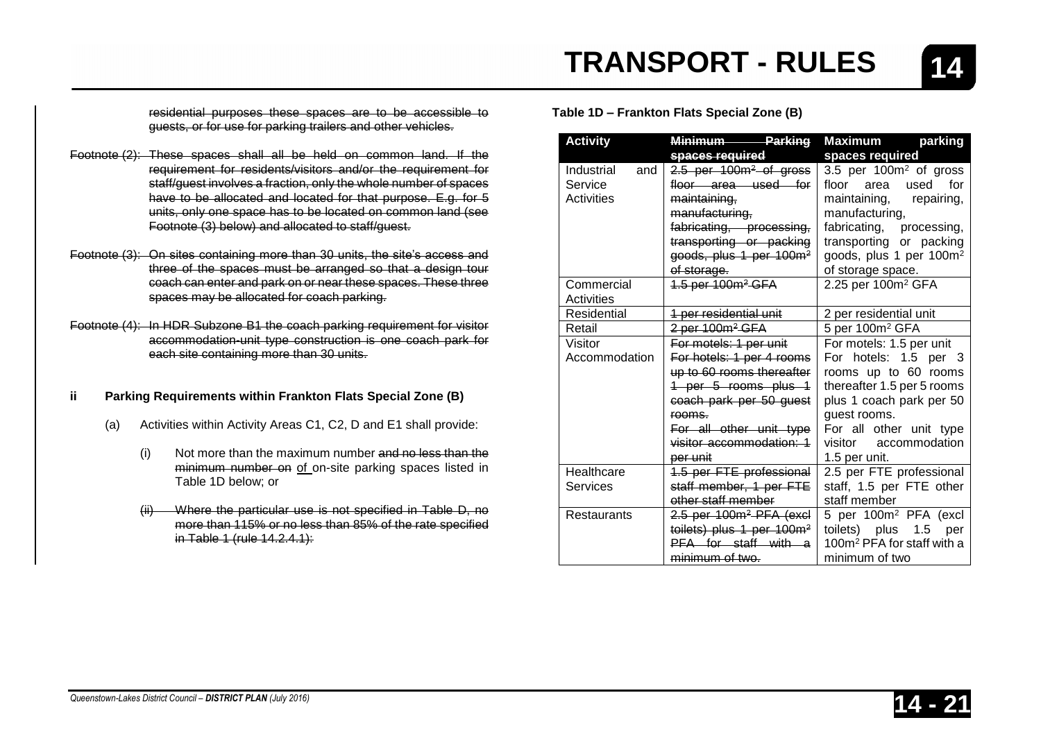~~residential purposes these spaces are to be accessible to guests, or for use for parking trailers and other vehicles.~~

~~Footnote (2): These spaces shall all be held on common land. If the requirement for residents/visitors and/or the requirement for staff/guest involves a fraction, only the whole number of spaces have to be allocated and located for that purpose. E.g. for 5 units, only one space has to be located on common land (see Footnote (3) below) and allocated to staff/guest.~~

~~Footnote (3): On sites containing more than 30 units, the site's access and three of the spaces must be arranged so that a design tour coach can enter and park on or near these spaces. These three spaces may be allocated for coach parking.~~

~~Footnote (4): In HDR Subzone B1 the coach parking requirement for visitor accommodation-unit type construction is one coach park for each site containing more than 30 units.~~

### ii Parking Requirements within Frankton Flats Special Zone (B)

(a) Activities within Activity Areas C1, C2, D and E1 shall provide:

(i) Not more than the maximum number ~~and no less than the minimum number on~~ of on-site parking spaces listed in Table 1D below; or

~~(ii) Where the particular use is not specified in Table D, no more than 115% or no less than 85% of the rate specified in Table 1 (rule 14.2.4.1).~~

**Table 1D – Frankton Flats Special Zone (B)**

| Activity | ~~Minimum Parking spaces required~~ | Maximum parking spaces required |
|---|---|---|
| Industrial and Service Activities | ~~2.5 per 100m² of gross floor area used for maintaining, manufacturing, fabricating, processing, transporting or packing goods, plus 1 per 100m² of storage.~~ | 3.5 per 100m² of gross floor area used for maintaining, repairing, manufacturing, fabricating, processing, transporting or packing goods, plus 1 per 100m² of storage space. |
| Commercial Activities | ~~1.5 per 100m² GFA~~ | 2.25 per 100m² GFA |
| Residential | ~~1 per residential unit~~ | 2 per residential unit |
| Retail | ~~2 per 100m² GFA~~ | 5 per 100m² GFA |
| Visitor Accommodation | ~~For motels: 1 per unit For hotels: 1 per 4 rooms up to 60 rooms thereafter 1 per 5 rooms plus 1 coach park per 50 guest rooms. For all other unit type visitor accommodation: 1 per unit~~ | For motels: 1.5 per unit For hotels: 1.5 per 3 rooms up to 60 rooms thereafter 1.5 per 5 rooms plus 1 coach park per 50 guest rooms. For all other unit type visitor accommodation 1.5 per unit. |
| Healthcare Services | ~~1.5 per FTE professional staff member, 1 per FTE other staff member~~ | 2.5 per FTE professional staff, 1.5 per FTE other staff member |
| Restaurants | ~~2.5 per 100m² PFA (excl toilets) plus 1 per 100m² PFA for staff with a minimum of two.~~ | 5 per 100m² PFA (excl toilets) plus 1.5 per 100m² PFA for staff with a minimum of two |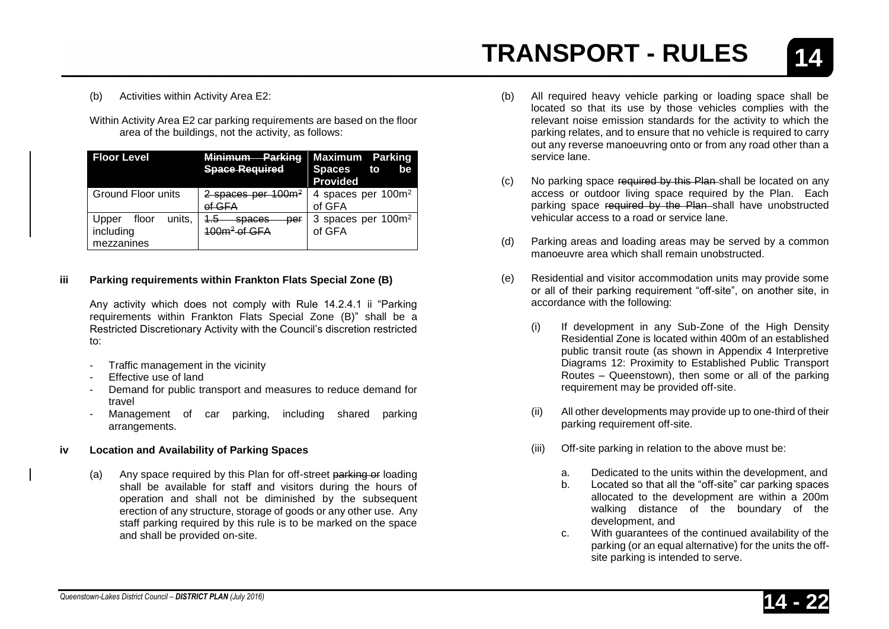(b) Activities within Activity Area E2:

Within Activity Area E2 car parking requirements are based on the floor area of the buildings, not the activity, as follows:

| Floor Level | ~~Minimum Parking Space Required~~ | Maximum Parking Spaces to be Provided |
|---|---|---|
| Ground Floor units | ~~2 spaces per 100m² of GFA~~ | 4 spaces per 100m² of GFA |
| Upper floor units, including mezzanines | ~~1.5 spaces per 100m² of GFA~~ | 3 spaces per 100m² of GFA |

**iii Parking requirements within Frankton Flats Special Zone (B)**

Any activity which does not comply with Rule 14.2.4.1 ii "Parking requirements within Frankton Flats Special Zone (B)" shall be a Restricted Discretionary Activity with the Council's discretion restricted to:

- Traffic management in the vicinity
- Effective use of land
- Demand for public transport and measures to reduce demand for travel
- Management of car parking, including shared parking arrangements.

**iv Location and Availability of Parking Spaces**

(a) Any space required by this Plan for off-street ~~parking or~~ loading shall be available for staff and visitors during the hours of operation and shall not be diminished by the subsequent erection of any structure, storage of goods or any other use. Any staff parking required by this rule is to be marked on the space and shall be provided on-site.

(b) All required heavy vehicle parking or loading space shall be located so that its use by those vehicles complies with the relevant noise emission standards for the activity to which the parking relates, and to ensure that no vehicle is required to carry out any reverse manoeuvring onto or from any road other than a service lane.

(c) No parking space ~~required by this Plan~~ shall be located on any access or outdoor living space required by the Plan. Each parking space ~~required by the Plan~~ shall have unobstructed vehicular access to a road or service lane.

(d) Parking areas and loading areas may be served by a common manoeuvre area which shall remain unobstructed.

(e) Residential and visitor accommodation units may provide some or all of their parking requirement "off-site", on another site, in accordance with the following:

(i) If development in any Sub-Zone of the High Density Residential Zone is located within 400m of an established public transit route (as shown in Appendix 4 Interpretive Diagrams 12: Proximity to Established Public Transport Routes – Queenstown), then some or all of the parking requirement may be provided off-site.

(ii) All other developments may provide up to one-third of their parking requirement off-site.

(iii) Off-site parking in relation to the above must be:

a. Dedicated to the units within the development, and
b. Located so that all the "off-site" car parking spaces allocated to the development are within a 200m walking distance of the boundary of the development, and
c. With guarantees of the continued availability of the parking (or an equal alternative) for the units the off-site parking is intended to serve.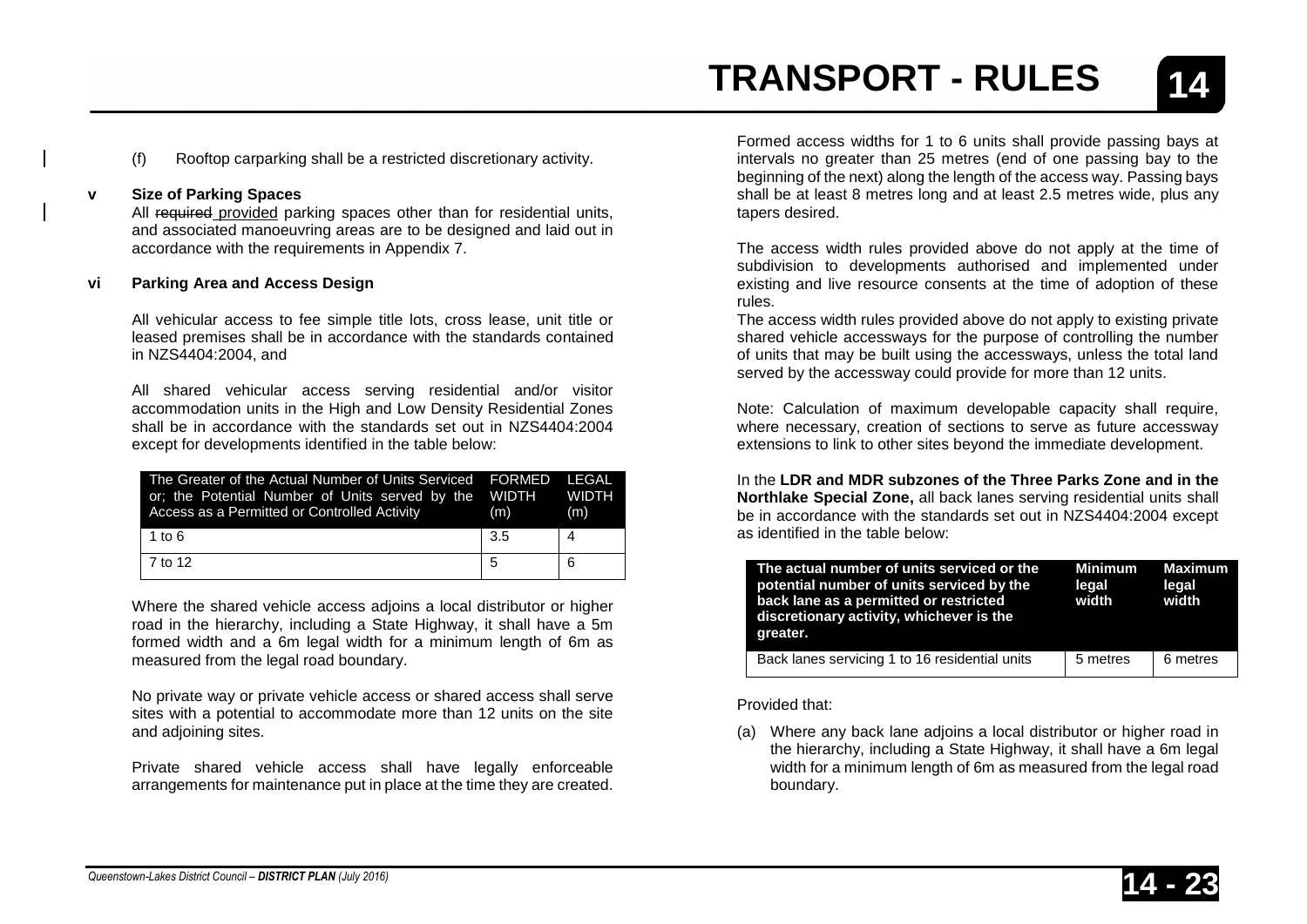(f) Rooftop carparking shall be a restricted discretionary activity.

**v Size of Parking Spaces**

All ~~required~~ provided parking spaces other than for residential units, and associated manoeuvring areas are to be designed and laid out in accordance with the requirements in Appendix 7.

**vi Parking Area and Access Design**

All vehicular access to fee simple title lots, cross lease, unit title or leased premises shall be in accordance with the standards contained in NZS4404:2004, and

All shared vehicular access serving residential and/or visitor accommodation units in the High and Low Density Residential Zones shall be in accordance with the standards set out in NZS4404:2004 except for developments identified in the table below:

| The Greater of the Actual Number of Units Serviced or; the Potential Number of Units served by the Access as a Permitted or Controlled Activity | FORMED WIDTH (m) | LEGAL WIDTH (m) |
|---|---|---|
| 1 to 6 | 3.5 | 4 |
| 7 to 12 | 5 | 6 |

Where the shared vehicle access adjoins a local distributor or higher road in the hierarchy, including a State Highway, it shall have a 5m formed width and a 6m legal width for a minimum length of 6m as measured from the legal road boundary.

No private way or private vehicle access or shared access shall serve sites with a potential to accommodate more than 12 units on the site and adjoining sites.

Private shared vehicle access shall have legally enforceable arrangements for maintenance put in place at the time they are created.

Formed access widths for 1 to 6 units shall provide passing bays at intervals no greater than 25 metres (end of one passing bay to the beginning of the next) along the length of the access way. Passing bays shall be at least 8 metres long and at least 2.5 metres wide, plus any tapers desired.

The access width rules provided above do not apply at the time of subdivision to developments authorised and implemented under existing and live resource consents at the time of adoption of these rules.

The access width rules provided above do not apply to existing private shared vehicle accessways for the purpose of controlling the number of units that may be built using the accessways, unless the total land served by the accessway could provide for more than 12 units.

Note: Calculation of maximum developable capacity shall require, where necessary, creation of sections to serve as future accessway extensions to link to other sites beyond the immediate development.

In the **LDR and MDR subzones of the Three Parks Zone and in the Northlake Special Zone,** all back lanes serving residential units shall be in accordance with the standards set out in NZS4404:2004 except as identified in the table below:

| The actual number of units serviced or the potential number of units serviced by the back lane as a permitted or restricted discretionary activity, whichever is the greater. | Minimum legal width | Maximum legal width |
|---|---|---|
| Back lanes servicing 1 to 16 residential units | 5 metres | 6 metres |

Provided that:

(a) Where any back lane adjoins a local distributor or higher road in the hierarchy, including a State Highway, it shall have a 6m legal width for a minimum length of 6m as measured from the legal road boundary.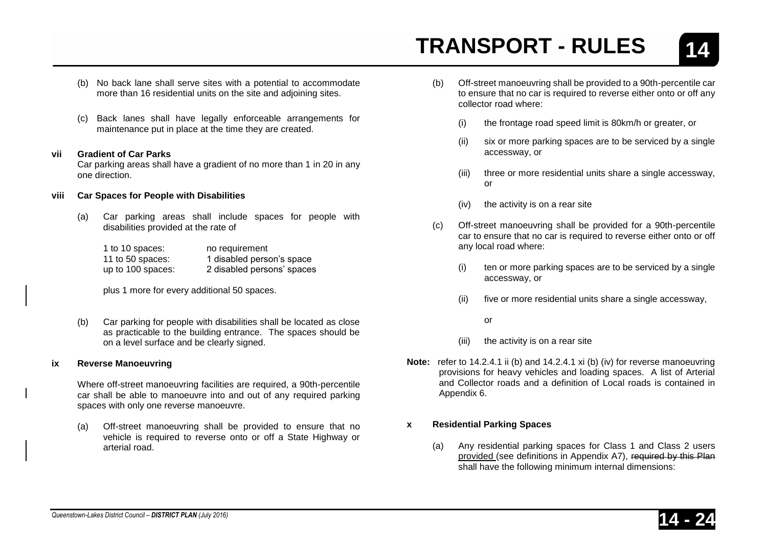(b) No back lane shall serve sites with a potential to accommodate more than 16 residential units on the site and adjoining sites.

(c) Back lanes shall have legally enforceable arrangements for maintenance put in place at the time they are created.

**vii Gradient of Car Parks**

Car parking areas shall have a gradient of no more than 1 in 20 in any one direction.

**viii Car Spaces for People with Disabilities**

(a) Car parking areas shall include spaces for people with disabilities provided at the rate of

| | |
|---|---|
| 1 to 10 spaces: | no requirement |
| 11 to 50 spaces: | 1 disabled person's space |
| up to 100 spaces: | 2 disabled persons' spaces |

plus 1 more for every additional 50 spaces.

(b) Car parking for people with disabilities shall be located as close as practicable to the building entrance. The spaces should be on a level surface and be clearly signed.

**ix Reverse Manoeuvring**

Where off-street manoeuvring facilities are required, a 90th-percentile car shall be able to manoeuvre into and out of any required parking spaces with only one reverse manoeuvre.

(a) Off-street manoeuvring shall be provided to ensure that no vehicle is required to reverse onto or off a State Highway or arterial road.

(b) Off-street manoeuvring shall be provided to a 90th-percentile car to ensure that no car is required to reverse either onto or off any collector road where:

(i) the frontage road speed limit is 80km/h or greater, or

(ii) six or more parking spaces are to be serviced by a single accessway, or

(iii) three or more residential units share a single accessway, or

(iv) the activity is on a rear site

(c) Off-street manoeuvring shall be provided for a 90th-percentile car to ensure that no car is required to reverse either onto or off any local road where:

(i) ten or more parking spaces are to be serviced by a single accessway, or

(ii) five or more residential units share a single accessway,

or

(iii) the activity is on a rear site

**Note:** refer to 14.2.4.1 ii (b) and 14.2.4.1 xi (b) (iv) for reverse manoeuvring provisions for heavy vehicles and loading spaces. A list of Arterial and Collector roads and a definition of Local roads is contained in Appendix 6.

**x Residential Parking Spaces**

(a) Any residential parking spaces for Class 1 and Class 2 users provided (see definitions in Appendix A7), ~~required by this Plan~~ shall have the following minimum internal dimensions: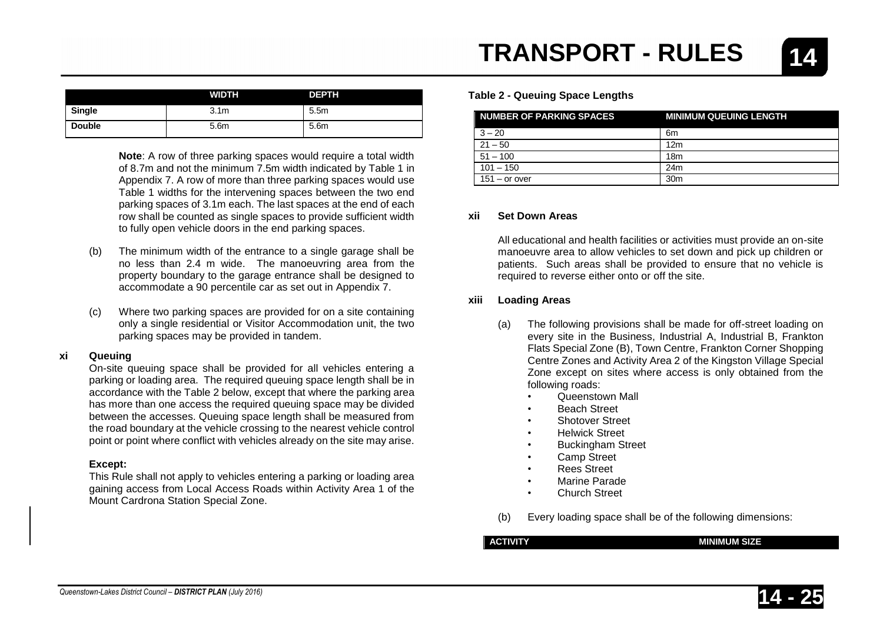| | WIDTH | DEPTH |
|---|---|---|
| **Single** | 3.1m | 5.5m |
| **Double** | 5.6m | 5.6m |

**Note**: A row of three parking spaces would require a total width of 8.7m and not the minimum 7.5m width indicated by Table 1 in Appendix 7. A row of more than three parking spaces would use Table 1 widths for the intervening spaces between the two end parking spaces of 3.1m each. The last spaces at the end of each row shall be counted as single spaces to provide sufficient width to fully open vehicle doors in the end parking spaces.

(b) The minimum width of the entrance to a single garage shall be no less than 2.4 m wide. The manoeuvring area from the property boundary to the garage entrance shall be designed to accommodate a 90 percentile car as set out in Appendix 7.

(c) Where two parking spaces are provided for on a site containing only a single residential or Visitor Accommodation unit, the two parking spaces may be provided in tandem.

**xi Queuing**

On-site queuing space shall be provided for all vehicles entering a parking or loading area. The required queuing space length shall be in accordance with the Table 2 below, except that where the parking area has more than one access the required queuing space may be divided between the accesses. Queuing space length shall be measured from the road boundary at the vehicle crossing to the nearest vehicle control point or point where conflict with vehicles already on the site may arise.

**Except:**

This Rule shall not apply to vehicles entering a parking or loading area gaining access from Local Access Roads within Activity Area 1 of the Mount Cardrona Station Special Zone.

**Table 2 - Queuing Space Lengths**

| NUMBER OF PARKING SPACES | MINIMUM QUEUING LENGTH |
|---|---|
| 3 – 20 | 6m |
| 21 – 50 | 12m |
| 51 – 100 | 18m |
| 101 – 150 | 24m |
| 151 – or over | 30m |

**xii Set Down Areas**

All educational and health facilities or activities must provide an on-site manoeuvre area to allow vehicles to set down and pick up children or patients. Such areas shall be provided to ensure that no vehicle is required to reverse either onto or off the site.

**xiii Loading Areas**

(a) The following provisions shall be made for off-street loading on every site in the Business, Industrial A, Industrial B, Frankton Flats Special Zone (B), Town Centre, Frankton Corner Shopping Centre Zones and Activity Area 2 of the Kingston Village Special Zone except on sites where access is only obtained from the following roads:

- Queenstown Mall
- Beach Street
- Shotover Street
- Helwick Street
- Buckingham Street
- Camp Street
- Rees Street
- Marine Parade
- Church Street

(b) Every loading space shall be of the following dimensions:

| ACTIVITY | MINIMUM SIZE |
|---|---|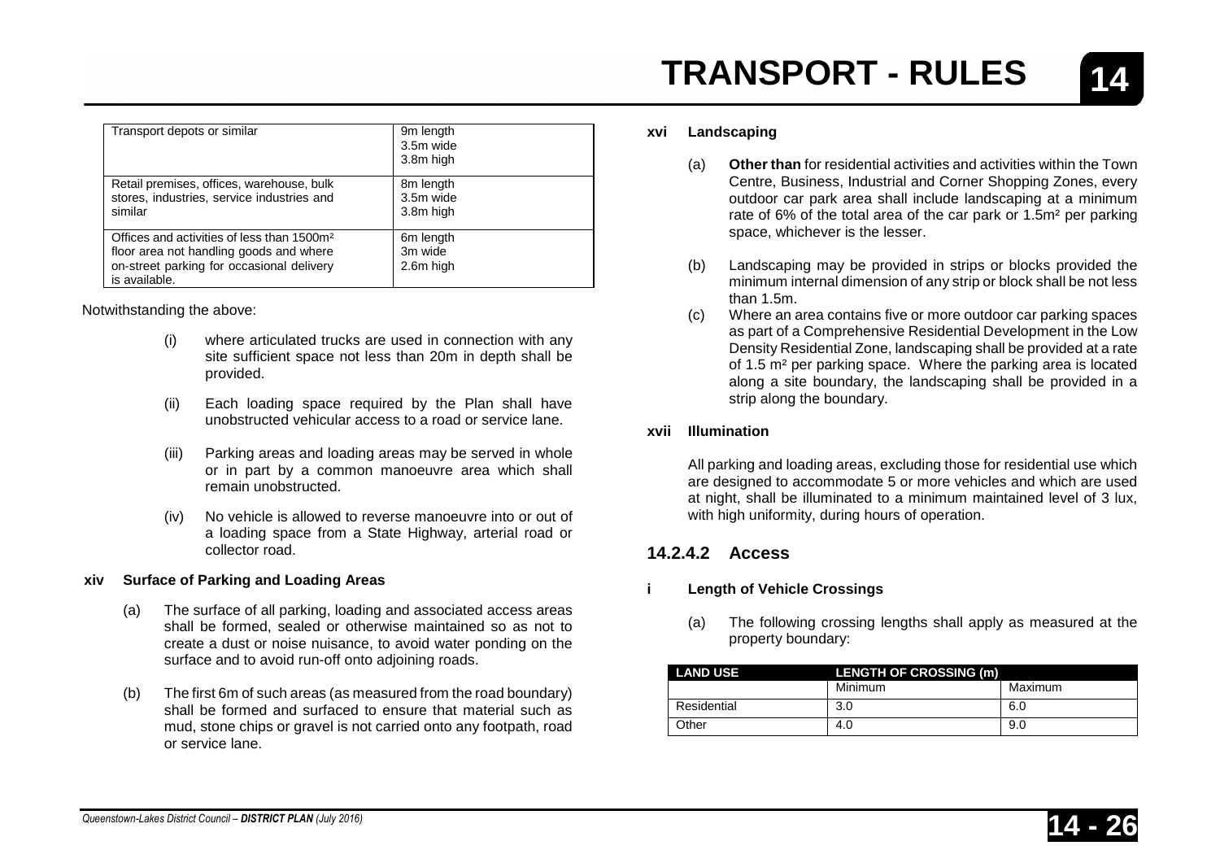| | |
|---|---|
| Transport depots or similar | 9m length<br>3.5m wide<br>3.8m high |
| Retail premises, offices, warehouse, bulk stores, industries, service industries and similar | 8m length<br>3.5m wide<br>3.8m high |
| Offices and activities of less than 1500m² floor area not handling goods and where on-street parking for occasional delivery is available. | 6m length<br>3m wide<br>2.6m high |

Notwithstanding the above:

(i) where articulated trucks are used in connection with any site sufficient space not less than 20m in depth shall be provided.

(ii) Each loading space required by the Plan shall have unobstructed vehicular access to a road or service lane.

(iii) Parking areas and loading areas may be served in whole or in part by a common manoeuvre area which shall remain unobstructed.

(iv) No vehicle is allowed to reverse manoeuvre into or out of a loading space from a State Highway, arterial road or collector road.

**xiv Surface of Parking and Loading Areas**

(a) The surface of all parking, loading and associated access areas shall be formed, sealed or otherwise maintained so as not to create a dust or noise nuisance, to avoid water ponding on the surface and to avoid run-off onto adjoining roads.

(b) The first 6m of such areas (as measured from the road boundary) shall be formed and surfaced to ensure that material such as mud, stone chips or gravel is not carried onto any footpath, road or service lane.

**xvi Landscaping**

(a) **Other than** for residential activities and activities within the Town Centre, Business, Industrial and Corner Shopping Zones, every outdoor car park area shall include landscaping at a minimum rate of 6% of the total area of the car park or 1.5m² per parking space, whichever is the lesser.

(b) Landscaping may be provided in strips or blocks provided the minimum internal dimension of any strip or block shall be not less than 1.5m.

(c) Where an area contains five or more outdoor car parking spaces as part of a Comprehensive Residential Development in the Low Density Residential Zone, landscaping shall be provided at a rate of 1.5 m² per parking space. Where the parking area is located along a site boundary, the landscaping shall be provided in a strip along the boundary.

**xvii Illumination**

All parking and loading areas, excluding those for residential use which are designed to accommodate 5 or more vehicles and which are used at night, shall be illuminated to a minimum maintained level of 3 lux, with high uniformity, during hours of operation.

### 14.2.4.2 Access

**i Length of Vehicle Crossings**

(a) The following crossing lengths shall apply as measured at the property boundary:

| LAND USE | LENGTH OF CROSSING (m) | |
|---|---|---|
| | Minimum | Maximum |
| Residential | 3.0 | 6.0 |
| Other | 4.0 | 9.0 |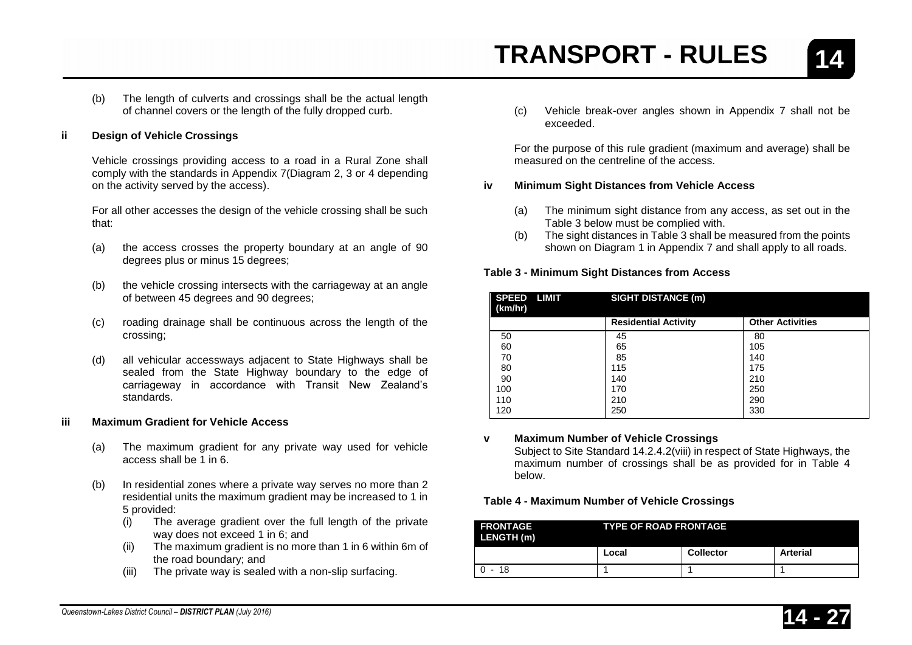(b) The length of culverts and crossings shall be the actual length of channel covers or the length of the fully dropped curb.

**ii Design of Vehicle Crossings**

Vehicle crossings providing access to a road in a Rural Zone shall comply with the standards in Appendix 7(Diagram 2, 3 or 4 depending on the activity served by the access).

For all other accesses the design of the vehicle crossing shall be such that:

(a) the access crosses the property boundary at an angle of 90 degrees plus or minus 15 degrees;

(b) the vehicle crossing intersects with the carriageway at an angle of between 45 degrees and 90 degrees;

(c) roading drainage shall be continuous across the length of the crossing;

(d) all vehicular accessways adjacent to State Highways shall be sealed from the State Highway boundary to the edge of carriageway in accordance with Transit New Zealand's standards.

**iii Maximum Gradient for Vehicle Access**

(a) The maximum gradient for any private way used for vehicle access shall be 1 in 6.

(b) In residential zones where a private way serves no more than 2 residential units the maximum gradient may be increased to 1 in 5 provided:
  (i) The average gradient over the full length of the private way does not exceed 1 in 6; and
  (ii) The maximum gradient is no more than 1 in 6 within 6m of the road boundary; and
  (iii) The private way is sealed with a non-slip surfacing.

(c) Vehicle break-over angles shown in Appendix 7 shall not be exceeded.

For the purpose of this rule gradient (maximum and average) shall be measured on the centreline of the access.

**iv Minimum Sight Distances from Vehicle Access**

(a) The minimum sight distance from any access, as set out in the Table 3 below must be complied with.
(b) The sight distances in Table 3 shall be measured from the points shown on Diagram 1 in Appendix 7 and shall apply to all roads.

**Table 3 - Minimum Sight Distances from Access**

| SPEED LIMIT (km/hr) | SIGHT DISTANCE (m) | |
|---|---|---|
| | Residential Activity | Other Activities |
| 50 | 45 | 80 |
| 60 | 65 | 105 |
| 70 | 85 | 140 |
| 80 | 115 | 175 |
| 90 | 140 | 210 |
| 100 | 170 | 250 |
| 110 | 210 | 290 |
| 120 | 250 | 330 |

**v Maximum Number of Vehicle Crossings**

Subject to Site Standard 14.2.4.2(viii) in respect of State Highways, the maximum number of crossings shall be as provided for in Table 4 below.

**Table 4 - Maximum Number of Vehicle Crossings**

| FRONTAGE LENGTH (m) | TYPE OF ROAD FRONTAGE | | |
|---|---|---|---|
| | Local | Collector | Arterial |
| 0 - 18 | 1 | 1 | 1 |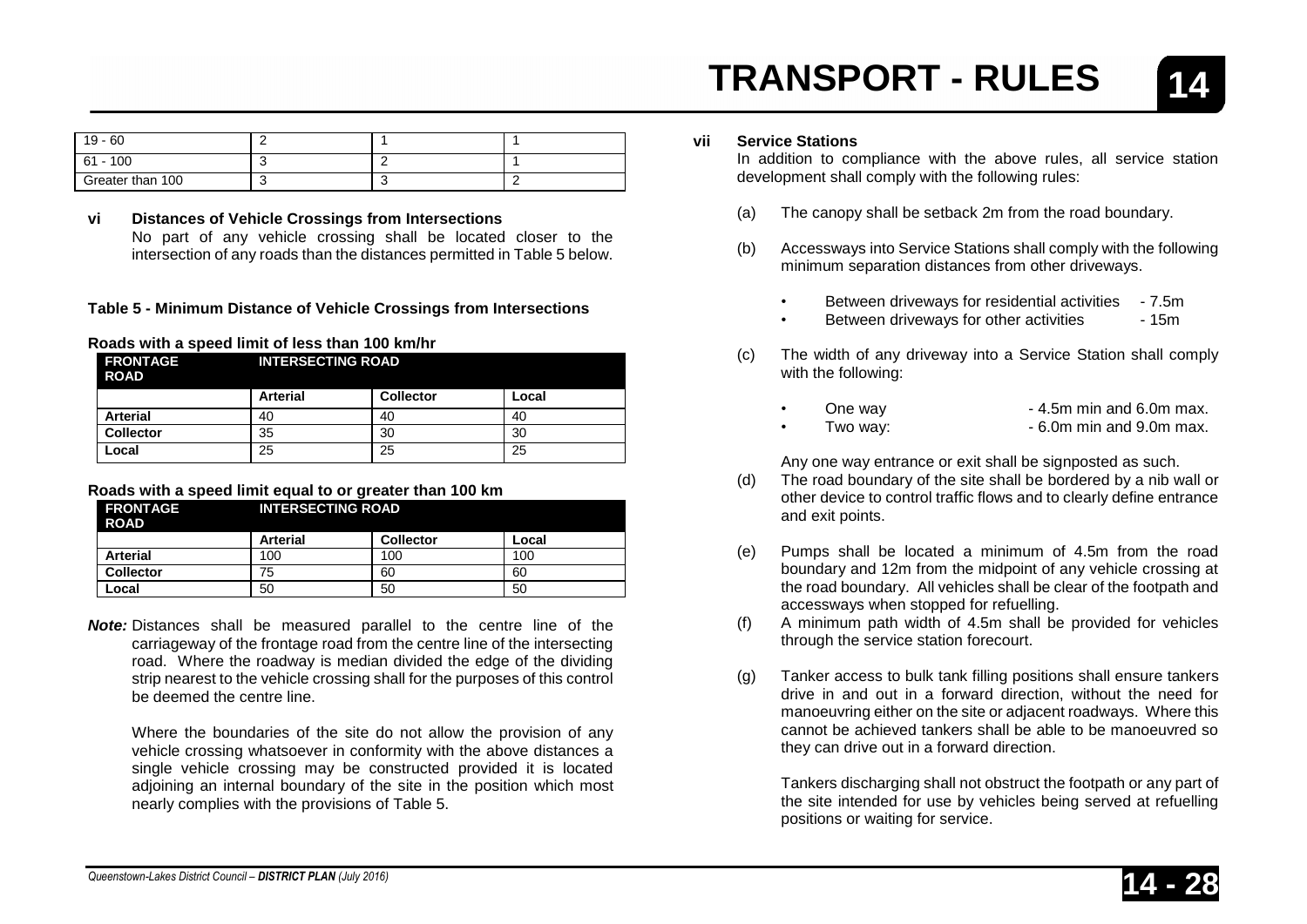| 19 - 60 | 2 | 1 | 1 |
|---|---|---|---|
| 61 - 100 | 3 | 2 | 1 |
| Greater than 100 | 3 | 3 | 2 |

**vi Distances of Vehicle Crossings from Intersections**

No part of any vehicle crossing shall be located closer to the intersection of any roads than the distances permitted in Table 5 below.

**Table 5 - Minimum Distance of Vehicle Crossings from Intersections**

**Roads with a speed limit of less than 100 km/hr**

| FRONTAGE ROAD | INTERSECTING ROAD | | |
|---|---|---|---|
| | **Arterial** | **Collector** | **Local** |
| **Arterial** | 40 | 40 | 40 |
| **Collector** | 35 | 30 | 30 |
| **Local** | 25 | 25 | 25 |

**Roads with a speed limit equal to or greater than 100 km**

| FRONTAGE ROAD | INTERSECTING ROAD | | |
|---|---|---|---|
| | **Arterial** | **Collector** | **Local** |
| **Arterial** | 100 | 100 | 100 |
| **Collector** | 75 | 60 | 60 |
| **Local** | 50 | 50 | 50 |

***Note:*** Distances shall be measured parallel to the centre line of the carriageway of the frontage road from the centre line of the intersecting road. Where the roadway is median divided the edge of the dividing strip nearest to the vehicle crossing shall for the purposes of this control be deemed the centre line.

Where the boundaries of the site do not allow the provision of any vehicle crossing whatsoever in conformity with the above distances a single vehicle crossing may be constructed provided it is located adjoining an internal boundary of the site in the position which most nearly complies with the provisions of Table 5.

**vii Service Stations**

In addition to compliance with the above rules, all service station development shall comply with the following rules:

(a) The canopy shall be setback 2m from the road boundary.

(b) Accessways into Service Stations shall comply with the following minimum separation distances from other driveways.

- Between driveways for residential activities - 7.5m
- Between driveways for other activities - 15m

(c) The width of any driveway into a Service Station shall comply with the following:

- One way - 4.5m min and 6.0m max.
- Two way: - 6.0m min and 9.0m max.

Any one way entrance or exit shall be signposted as such.

(d) The road boundary of the site shall be bordered by a nib wall or other device to control traffic flows and to clearly define entrance and exit points.

(e) Pumps shall be located a minimum of 4.5m from the road boundary and 12m from the midpoint of any vehicle crossing at the road boundary. All vehicles shall be clear of the footpath and accessways when stopped for refuelling.

(f) A minimum path width of 4.5m shall be provided for vehicles through the service station forecourt.

(g) Tanker access to bulk tank filling positions shall ensure tankers drive in and out in a forward direction, without the need for manoeuvring either on the site or adjacent roadways. Where this cannot be achieved tankers shall be able to be manoeuvred so they can drive out in a forward direction.

Tankers discharging shall not obstruct the footpath or any part of the site intended for use by vehicles being served at refuelling positions or waiting for service.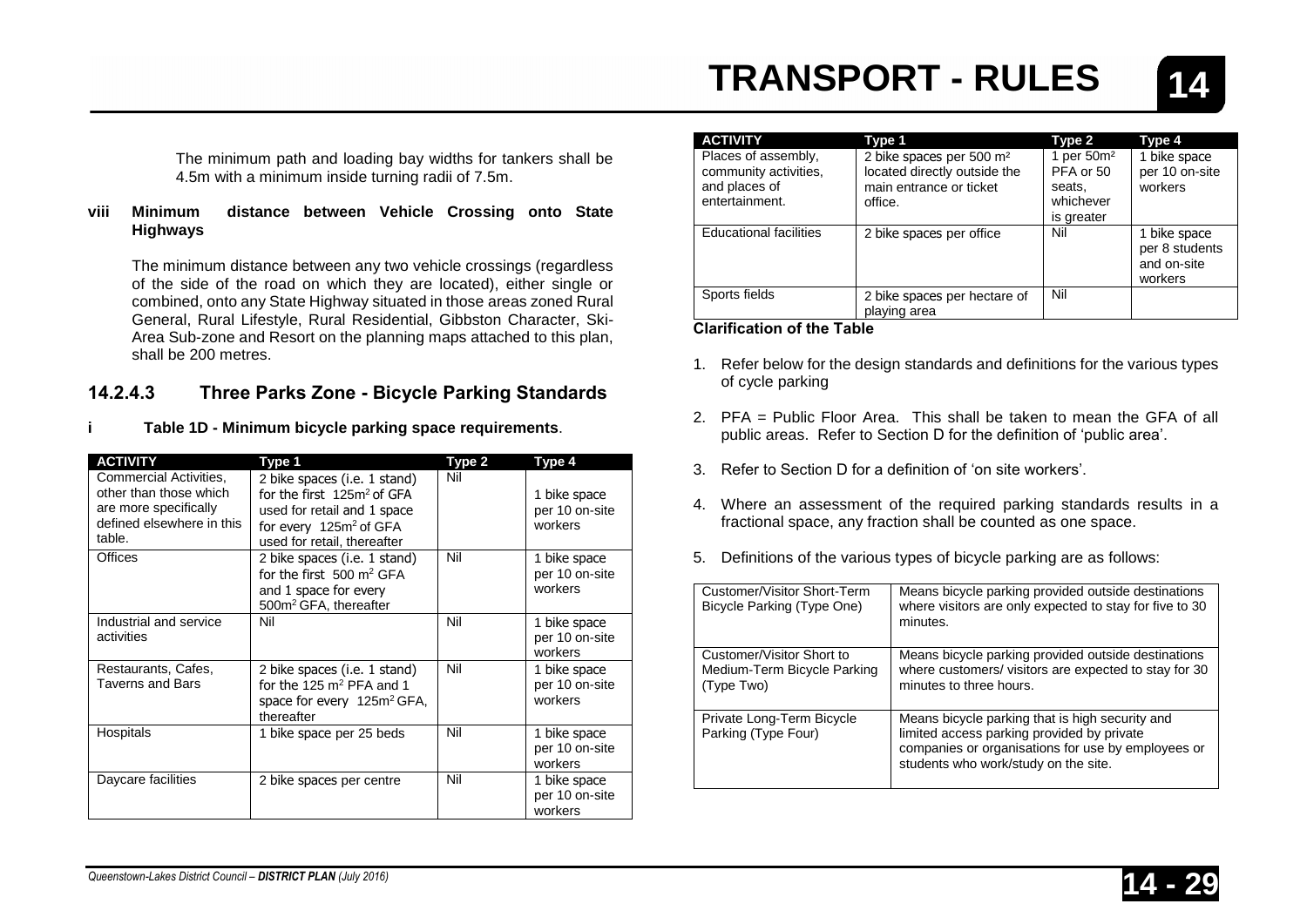The minimum path and loading bay widths for tankers shall be 4.5m with a minimum inside turning radii of 7.5m.

**viii Minimum distance between Vehicle Crossing onto State Highways**

The minimum distance between any two vehicle crossings (regardless of the side of the road on which they are located), either single or combined, onto any State Highway situated in those areas zoned Rural General, Rural Lifestyle, Rural Residential, Gibbston Character, Ski-Area Sub-zone and Resort on the planning maps attached to this plan, shall be 200 metres.

### 14.2.4.3 Three Parks Zone - Bicycle Parking Standards

**i Table 1D - Minimum bicycle parking space requirements**.

| ACTIVITY | Type 1 | Type 2 | Type 4 |
|---|---|---|---|
| Commercial Activities, other than those which are more specifically defined elsewhere in this table. | 2 bike spaces (i.e. 1 stand) for the first 125m² of GFA used for retail and 1 space for every 125m² of GFA used for retail, thereafter | Nil | 1 bike space per 10 on-site workers |
| Offices | 2 bike spaces (i.e. 1 stand) for the first 500 m² GFA and 1 space for every 500m² GFA, thereafter | Nil | 1 bike space per 10 on-site workers |
| Industrial and service activities | Nil | Nil | 1 bike space per 10 on-site workers |
| Restaurants, Cafes, Taverns and Bars | 2 bike spaces (i.e. 1 stand) for the 125 m² PFA and 1 space for every 125m² GFA, thereafter | Nil | 1 bike space per 10 on-site workers |
| Hospitals | 1 bike space per 25 beds | Nil | 1 bike space per 10 on-site workers |
| Daycare facilities | 2 bike spaces per centre | Nil | 1 bike space per 10 on-site workers |
| Places of assembly, community activities, and places of entertainment. | 2 bike spaces per 500 m² located directly outside the main entrance or ticket office. | 1 per 50m² PFA or 50 seats, whichever is greater | 1 bike space per 10 on-site workers |
| Educational facilities | 2 bike spaces per office | Nil | 1 bike space per 8 students and on-site workers |
| Sports fields | 2 bike spaces per hectare of playing area | Nil | |

**Clarification of the Table**

1. Refer below for the design standards and definitions for the various types of cycle parking
2. PFA = Public Floor Area. This shall be taken to mean the GFA of all public areas. Refer to Section D for the definition of 'public area'.
3. Refer to Section D for a definition of 'on site workers'.
4. Where an assessment of the required parking standards results in a fractional space, any fraction shall be counted as one space.
5. Definitions of the various types of bicycle parking are as follows:

| | |
|---|---|
| Customer/Visitor Short-Term Bicycle Parking (Type One) | Means bicycle parking provided outside destinations where visitors are only expected to stay for five to 30 minutes. |
| Customer/Visitor Short to Medium-Term Bicycle Parking (Type Two) | Means bicycle parking provided outside destinations where customers/ visitors are expected to stay for 30 minutes to three hours. |
| Private Long-Term Bicycle Parking (Type Four) | Means bicycle parking that is high security and limited access parking provided by private companies or organisations for use by employees or students who work/study on the site. |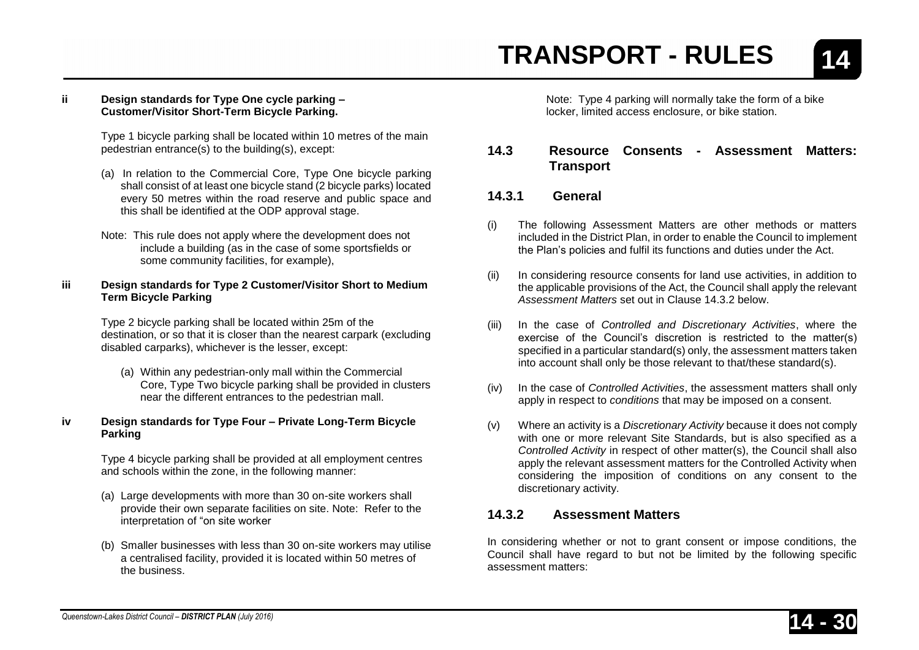**ii Design standards for Type One cycle parking – Customer/Visitor Short-Term Bicycle Parking.**

Type 1 bicycle parking shall be located within 10 metres of the main pedestrian entrance(s) to the building(s), except:

(a) In relation to the Commercial Core, Type One bicycle parking shall consist of at least one bicycle stand (2 bicycle parks) located every 50 metres within the road reserve and public space and this shall be identified at the ODP approval stage.

Note: This rule does not apply where the development does not include a building (as in the case of some sportsfields or some community facilities, for example),

**iii Design standards for Type 2 Customer/Visitor Short to Medium Term Bicycle Parking**

Type 2 bicycle parking shall be located within 25m of the destination, or so that it is closer than the nearest carpark (excluding disabled carparks), whichever is the lesser, except:

(a) Within any pedestrian-only mall within the Commercial Core, Type Two bicycle parking shall be provided in clusters near the different entrances to the pedestrian mall.

**iv Design standards for Type Four – Private Long-Term Bicycle Parking**

Type 4 bicycle parking shall be provided at all employment centres and schools within the zone, in the following manner:

(a) Large developments with more than 30 on-site workers shall provide their own separate facilities on site. Note: Refer to the interpretation of "on site worker

(b) Smaller businesses with less than 30 on-site workers may utilise a centralised facility, provided it is located within 50 metres of the business.

Note: Type 4 parking will normally take the form of a bike locker, limited access enclosure, or bike station.

## 14.3 Resource Consents - Assessment Matters: Transport

### 14.3.1 General

(i) The following Assessment Matters are other methods or matters included in the District Plan, in order to enable the Council to implement the Plan's policies and fulfil its functions and duties under the Act.

(ii) In considering resource consents for land use activities, in addition to the applicable provisions of the Act, the Council shall apply the relevant *Assessment Matters* set out in Clause 14.3.2 below.

(iii) In the case of *Controlled and Discretionary Activities*, where the exercise of the Council's discretion is restricted to the matter(s) specified in a particular standard(s) only, the assessment matters taken into account shall only be those relevant to that/these standard(s).

(iv) In the case of *Controlled Activities*, the assessment matters shall only apply in respect to *conditions* that may be imposed on a consent.

(v) Where an activity is a *Discretionary Activity* because it does not comply with one or more relevant Site Standards, but is also specified as a *Controlled Activity* in respect of other matter(s), the Council shall also apply the relevant assessment matters for the Controlled Activity when considering the imposition of conditions on any consent to the discretionary activity.

### 14.3.2 Assessment Matters

In considering whether or not to grant consent or impose conditions, the Council shall have regard to but not be limited by the following specific assessment matters: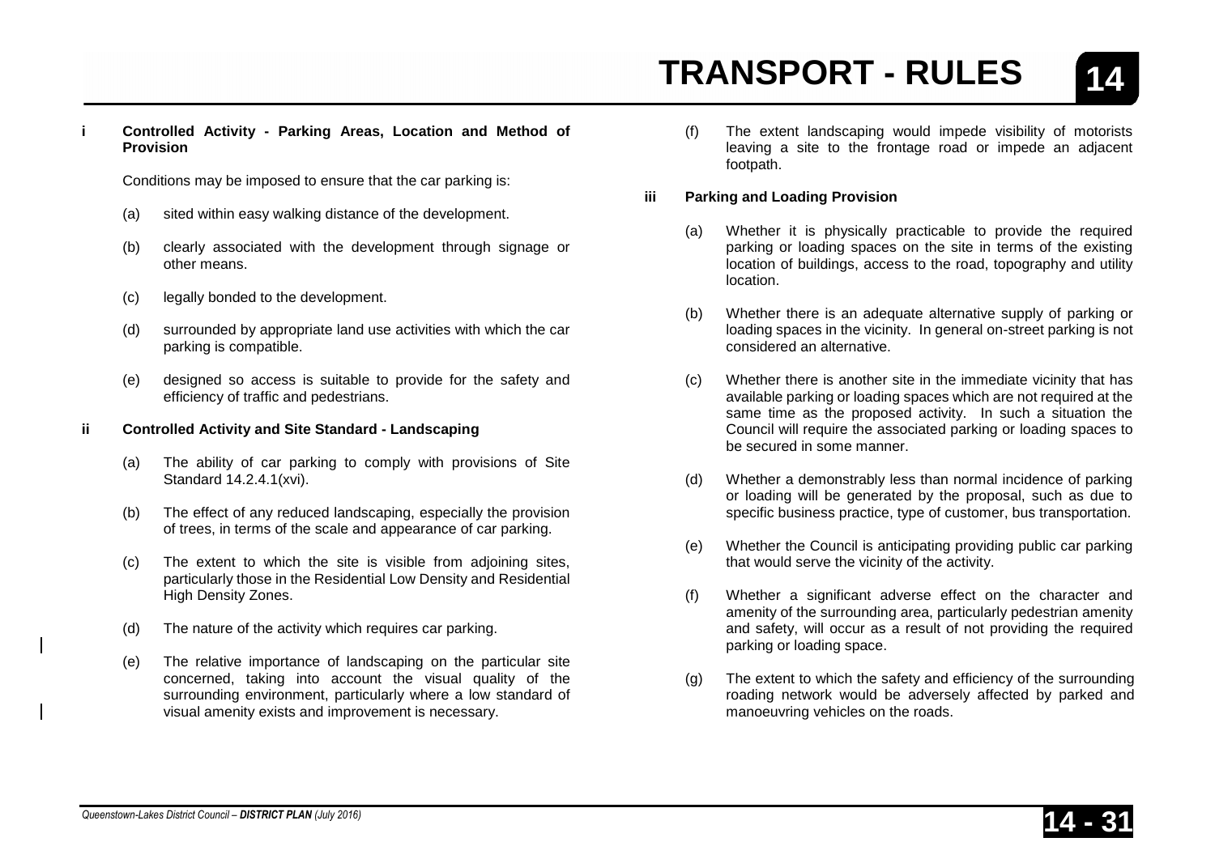**i Controlled Activity - Parking Areas, Location and Method of Provision**

Conditions may be imposed to ensure that the car parking is:

(a) sited within easy walking distance of the development.

(b) clearly associated with the development through signage or other means.

(c) legally bonded to the development.

(d) surrounded by appropriate land use activities with which the car parking is compatible.

(e) designed so access is suitable to provide for the safety and efficiency of traffic and pedestrians.

**ii Controlled Activity and Site Standard - Landscaping**

(a) The ability of car parking to comply with provisions of Site Standard 14.2.4.1(xvi).

(b) The effect of any reduced landscaping, especially the provision of trees, in terms of the scale and appearance of car parking.

(c) The extent to which the site is visible from adjoining sites, particularly those in the Residential Low Density and Residential High Density Zones.

(d) The nature of the activity which requires car parking.

(e) The relative importance of landscaping on the particular site concerned, taking into account the visual quality of the surrounding environment, particularly where a low standard of visual amenity exists and improvement is necessary.

(f) The extent landscaping would impede visibility of motorists leaving a site to the frontage road or impede an adjacent footpath.

**iii Parking and Loading Provision**

(a) Whether it is physically practicable to provide the required parking or loading spaces on the site in terms of the existing location of buildings, access to the road, topography and utility location.

(b) Whether there is an adequate alternative supply of parking or loading spaces in the vicinity. In general on-street parking is not considered an alternative.

(c) Whether there is another site in the immediate vicinity that has available parking or loading spaces which are not required at the same time as the proposed activity. In such a situation the Council will require the associated parking or loading spaces to be secured in some manner.

(d) Whether a demonstrably less than normal incidence of parking or loading will be generated by the proposal, such as due to specific business practice, type of customer, bus transportation.

(e) Whether the Council is anticipating providing public car parking that would serve the vicinity of the activity.

(f) Whether a significant adverse effect on the character and amenity of the surrounding area, particularly pedestrian amenity and safety, will occur as a result of not providing the required parking or loading space.

(g) The extent to which the safety and efficiency of the surrounding roading network would be adversely affected by parked and manoeuvring vehicles on the roads.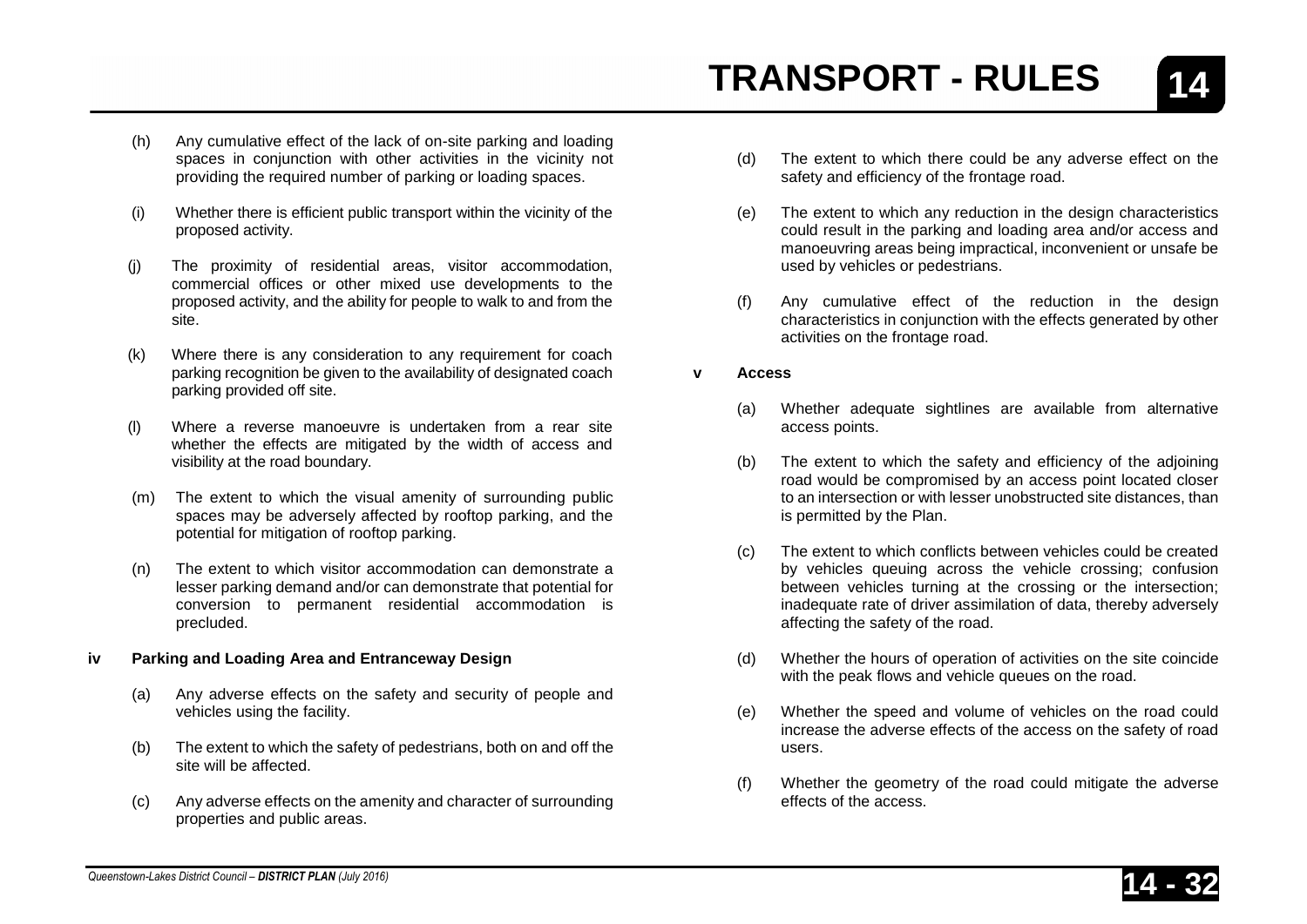(h) Any cumulative effect of the lack of on-site parking and loading spaces in conjunction with other activities in the vicinity not providing the required number of parking or loading spaces.

(i) Whether there is efficient public transport within the vicinity of the proposed activity.

(j) The proximity of residential areas, visitor accommodation, commercial offices or other mixed use developments to the proposed activity, and the ability for people to walk to and from the site.

(k) Where there is any consideration to any requirement for coach parking recognition be given to the availability of designated coach parking provided off site.

(l) Where a reverse manoeuvre is undertaken from a rear site whether the effects are mitigated by the width of access and visibility at the road boundary.

(m) The extent to which the visual amenity of surrounding public spaces may be adversely affected by rooftop parking, and the potential for mitigation of rooftop parking.

(n) The extent to which visitor accommodation can demonstrate a lesser parking demand and/or can demonstrate that potential for conversion to permanent residential accommodation is precluded.

**iv Parking and Loading Area and Entranceway Design**

(a) Any adverse effects on the safety and security of people and vehicles using the facility.

(b) The extent to which the safety of pedestrians, both on and off the site will be affected.

(c) Any adverse effects on the amenity and character of surrounding properties and public areas.

(d) The extent to which there could be any adverse effect on the safety and efficiency of the frontage road.

(e) The extent to which any reduction in the design characteristics could result in the parking and loading area and/or access and manoeuvring areas being impractical, inconvenient or unsafe be used by vehicles or pedestrians.

(f) Any cumulative effect of the reduction in the design characteristics in conjunction with the effects generated by other activities on the frontage road.

**v Access**

(a) Whether adequate sightlines are available from alternative access points.

(b) The extent to which the safety and efficiency of the adjoining road would be compromised by an access point located closer to an intersection or with lesser unobstructed site distances, than is permitted by the Plan.

(c) The extent to which conflicts between vehicles could be created by vehicles queuing across the vehicle crossing; confusion between vehicles turning at the crossing or the intersection; inadequate rate of driver assimilation of data, thereby adversely affecting the safety of the road.

(d) Whether the hours of operation of activities on the site coincide with the peak flows and vehicle queues on the road.

(e) Whether the speed and volume of vehicles on the road could increase the adverse effects of the access on the safety of road users.

(f) Whether the geometry of the road could mitigate the adverse effects of the access.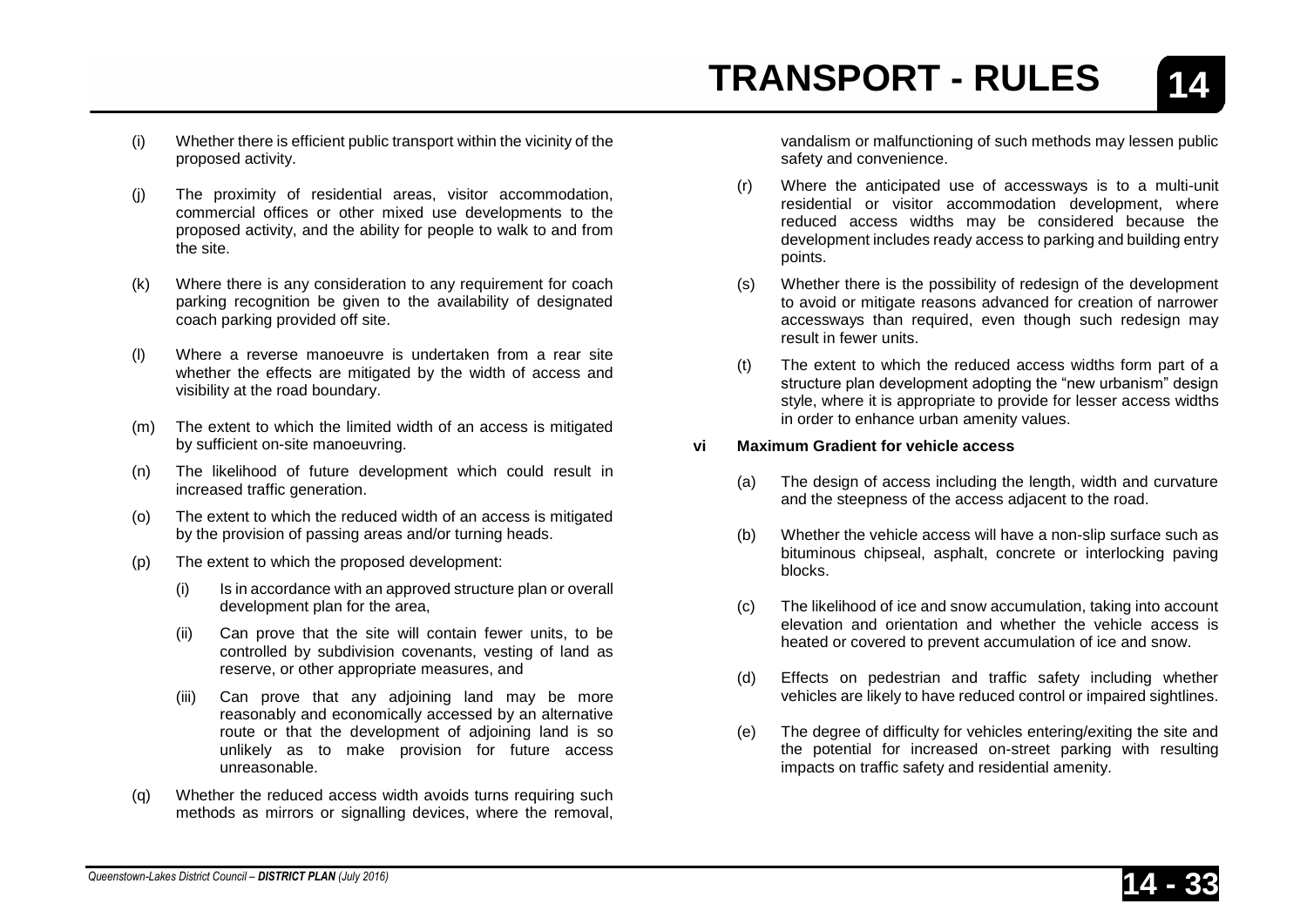(i) Whether there is efficient public transport within the vicinity of the proposed activity.

(j) The proximity of residential areas, visitor accommodation, commercial offices or other mixed use developments to the proposed activity, and the ability for people to walk to and from the site.

(k) Where there is any consideration to any requirement for coach parking recognition be given to the availability of designated coach parking provided off site.

(l) Where a reverse manoeuvre is undertaken from a rear site whether the effects are mitigated by the width of access and visibility at the road boundary.

(m) The extent to which the limited width of an access is mitigated by sufficient on-site manoeuvring.

(n) The likelihood of future development which could result in increased traffic generation.

(o) The extent to which the reduced width of an access is mitigated by the provision of passing areas and/or turning heads.

(p) The extent to which the proposed development:

  (i) Is in accordance with an approved structure plan or overall development plan for the area,

  (ii) Can prove that the site will contain fewer units, to be controlled by subdivision covenants, vesting of land as reserve, or other appropriate measures, and

  (iii) Can prove that any adjoining land may be more reasonably and economically accessed by an alternative route or that the development of adjoining land is so unlikely as to make provision for future access unreasonable.

(q) Whether the reduced access width avoids turns requiring such methods as mirrors or signalling devices, where the removal, vandalism or malfunctioning of such methods may lessen public safety and convenience.

(r) Where the anticipated use of accessways is to a multi-unit residential or visitor accommodation development, where reduced access widths may be considered because the development includes ready access to parking and building entry points.

(s) Whether there is the possibility of redesign of the development to avoid or mitigate reasons advanced for creation of narrower accessways than required, even though such redesign may result in fewer units.

(t) The extent to which the reduced access widths form part of a structure plan development adopting the "new urbanism" design style, where it is appropriate to provide for lesser access widths in order to enhance urban amenity values.

**vi Maximum Gradient for vehicle access**

(a) The design of access including the length, width and curvature and the steepness of the access adjacent to the road.

(b) Whether the vehicle access will have a non-slip surface such as bituminous chipseal, asphalt, concrete or interlocking paving blocks.

(c) The likelihood of ice and snow accumulation, taking into account elevation and orientation and whether the vehicle access is heated or covered to prevent accumulation of ice and snow.

(d) Effects on pedestrian and traffic safety including whether vehicles are likely to have reduced control or impaired sightlines.

(e) The degree of difficulty for vehicles entering/exiting the site and the potential for increased on-street parking with resulting impacts on traffic safety and residential amenity.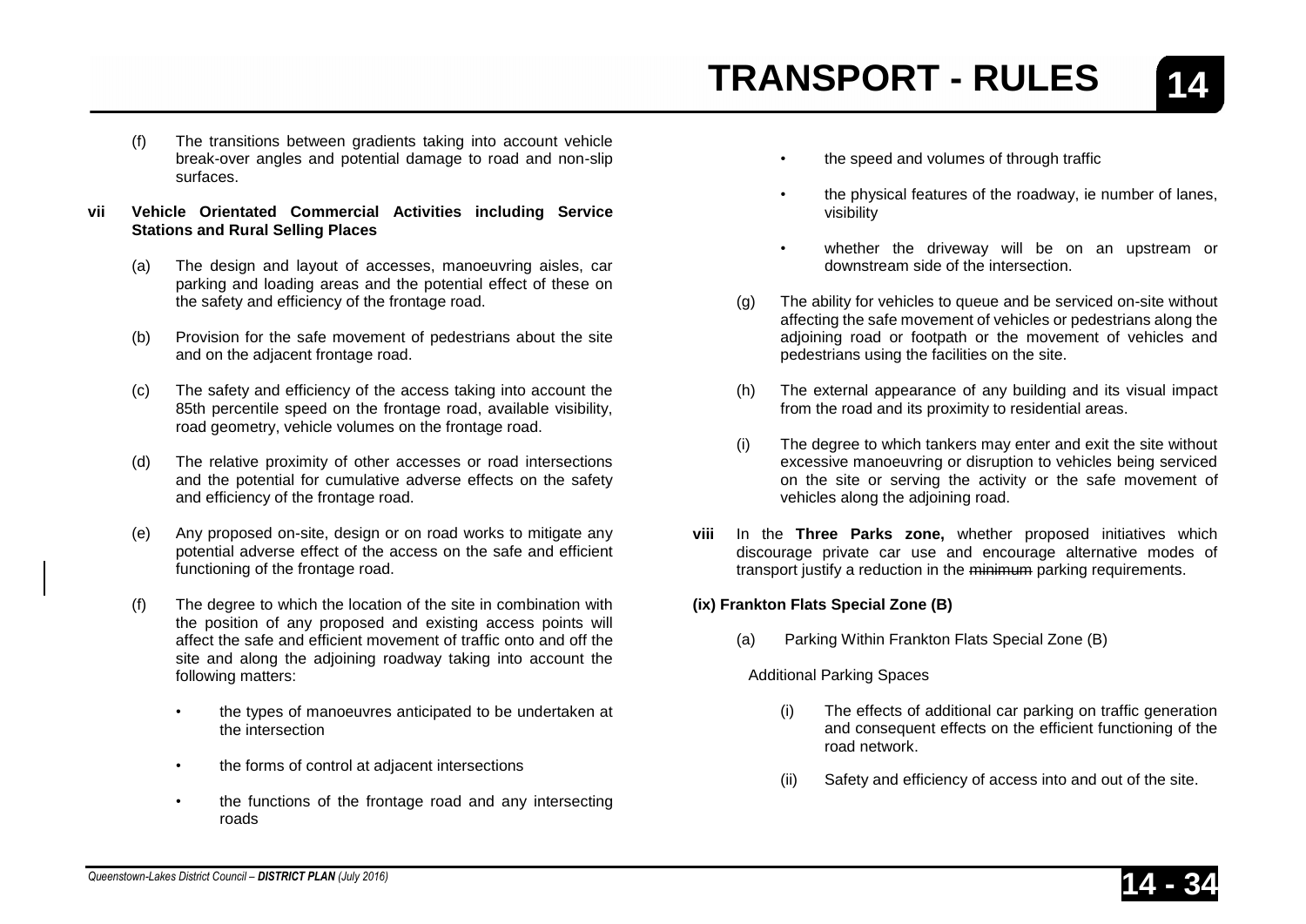(f) The transitions between gradients taking into account vehicle break-over angles and potential damage to road and non-slip surfaces.

**vii Vehicle Orientated Commercial Activities including Service Stations and Rural Selling Places**

(a) The design and layout of accesses, manoeuvring aisles, car parking and loading areas and the potential effect of these on the safety and efficiency of the frontage road.

(b) Provision for the safe movement of pedestrians about the site and on the adjacent frontage road.

(c) The safety and efficiency of the access taking into account the 85th percentile speed on the frontage road, available visibility, road geometry, vehicle volumes on the frontage road.

(d) The relative proximity of other accesses or road intersections and the potential for cumulative adverse effects on the safety and efficiency of the frontage road.

(e) Any proposed on-site, design or on road works to mitigate any potential adverse effect of the access on the safe and efficient functioning of the frontage road.

(f) The degree to which the location of the site in combination with the position of any proposed and existing access points will affect the safe and efficient movement of traffic onto and off the site and along the adjoining roadway taking into account the following matters:

- the types of manoeuvres anticipated to be undertaken at the intersection
- the forms of control at adjacent intersections
- the functions of the frontage road and any intersecting roads
- the speed and volumes of through traffic
- the physical features of the roadway, ie number of lanes, visibility
- whether the driveway will be on an upstream or downstream side of the intersection.

(g) The ability for vehicles to queue and be serviced on-site without affecting the safe movement of vehicles or pedestrians along the adjoining road or footpath or the movement of vehicles and pedestrians using the facilities on the site.

(h) The external appearance of any building and its visual impact from the road and its proximity to residential areas.

(i) The degree to which tankers may enter and exit the site without excessive manoeuvring or disruption to vehicles being serviced on the site or serving the activity or the safe movement of vehicles along the adjoining road.

**viii** In the **Three Parks zone,** whether proposed initiatives which discourage private car use and encourage alternative modes of transport justify a reduction in the ~~minimum~~ parking requirements.

**(ix) Frankton Flats Special Zone (B)**

(a) Parking Within Frankton Flats Special Zone (B)

Additional Parking Spaces

(i) The effects of additional car parking on traffic generation and consequent effects on the efficient functioning of the road network.

(ii) Safety and efficiency of access into and out of the site.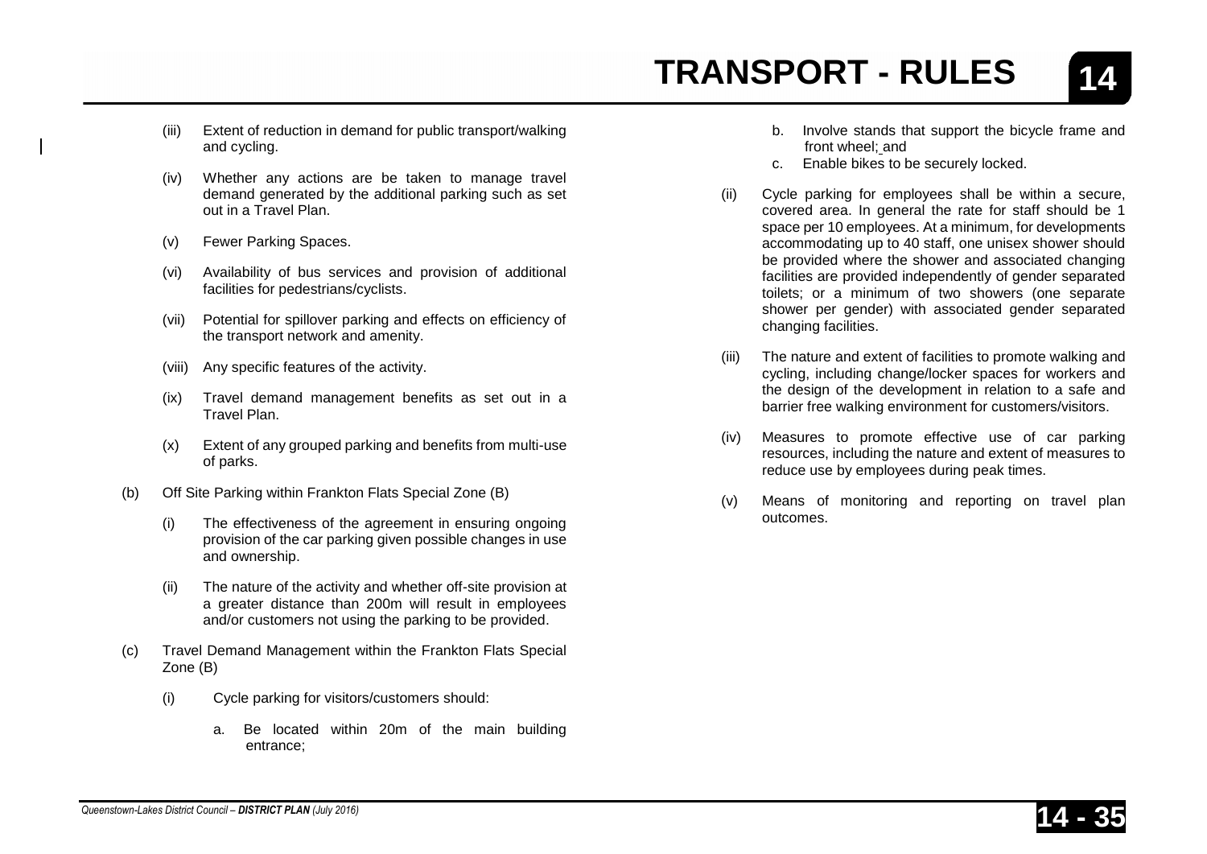(iii) Extent of reduction in demand for public transport/walking and cycling.

(iv) Whether any actions are be taken to manage travel demand generated by the additional parking such as set out in a Travel Plan.

(v) Fewer Parking Spaces.

(vi) Availability of bus services and provision of additional facilities for pedestrians/cyclists.

(vii) Potential for spillover parking and effects on efficiency of the transport network and amenity.

(viii) Any specific features of the activity.

(ix) Travel demand management benefits as set out in a Travel Plan.

(x) Extent of any grouped parking and benefits from multi-use of parks.

(b) Off Site Parking within Frankton Flats Special Zone (B)

(i) The effectiveness of the agreement in ensuring ongoing provision of the car parking given possible changes in use and ownership.

(ii) The nature of the activity and whether off-site provision at a greater distance than 200m will result in employees and/or customers not using the parking to be provided.

(c) Travel Demand Management within the Frankton Flats Special Zone (B)

(i) Cycle parking for visitors/customers should:

a. Be located within 20m of the main building entrance;

b. Involve stands that support the bicycle frame and front wheel; and

c. Enable bikes to be securely locked.

(ii) Cycle parking for employees shall be within a secure, covered area. In general the rate for staff should be 1 space per 10 employees. At a minimum, for developments accommodating up to 40 staff, one unisex shower should be provided where the shower and associated changing facilities are provided independently of gender separated toilets; or a minimum of two showers (one separate shower per gender) with associated gender separated changing facilities.

(iii) The nature and extent of facilities to promote walking and cycling, including change/locker spaces for workers and the design of the development in relation to a safe and barrier free walking environment for customers/visitors.

(iv) Measures to promote effective use of car parking resources, including the nature and extent of measures to reduce use by employees during peak times.

(v) Means of monitoring and reporting on travel plan outcomes.